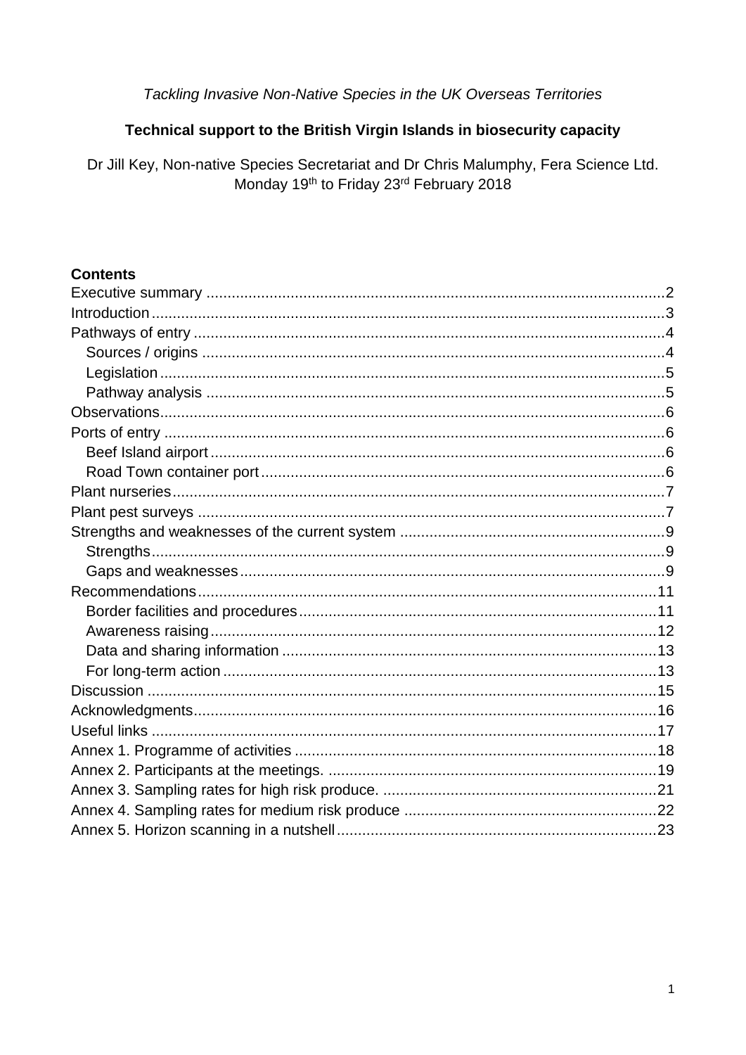*Tackling Invasive Non-Native Species in the UK Overseas Territories*

**Technical support to the British Virgin Islands in biosecurity capacity**

Dr Jill Key, Non-native Species Secretariat and Dr Chris Malumphy, Fera Science Ltd.
Monday 19th to Friday 23rd February 2018

**Contents**

Executive summary ....................................................................................................2
Introduction...............................................................................................................3
Pathways of entry ......................................................................................................4
  Sources / origins ....................................................................................................4
  Legislation ..............................................................................................................5
  Pathway analysis ...................................................................................................5
Observations...............................................................................................................6
Ports of entry ..............................................................................................................6
  Beef Island airport ..................................................................................................6
  Road Town container port ......................................................................................6
Plant nurseries.............................................................................................................7
Plant pest surveys .......................................................................................................7
Strengths and weaknesses of the current system .......................................................9
  Strengths.................................................................................................................9
  Gaps and weaknesses.............................................................................................9
Recommendations.....................................................................................................11
  Border facilities and procedures...........................................................................11
  Awareness raising.................................................................................................12
  Data and sharing information ...............................................................................13
  For long-term action .............................................................................................13
Discussion .................................................................................................................15
Acknowledgments......................................................................................................16
Useful links ................................................................................................................17
Annex 1. Programme of activities .............................................................................18
Annex 2. Participants at the meetings. ......................................................................19
Annex 3. Sampling rates for high risk produce. .........................................................21
Annex 4. Sampling rates for medium risk produce ....................................................22
Annex 5. Horizon scanning in a nutshell....................................................................23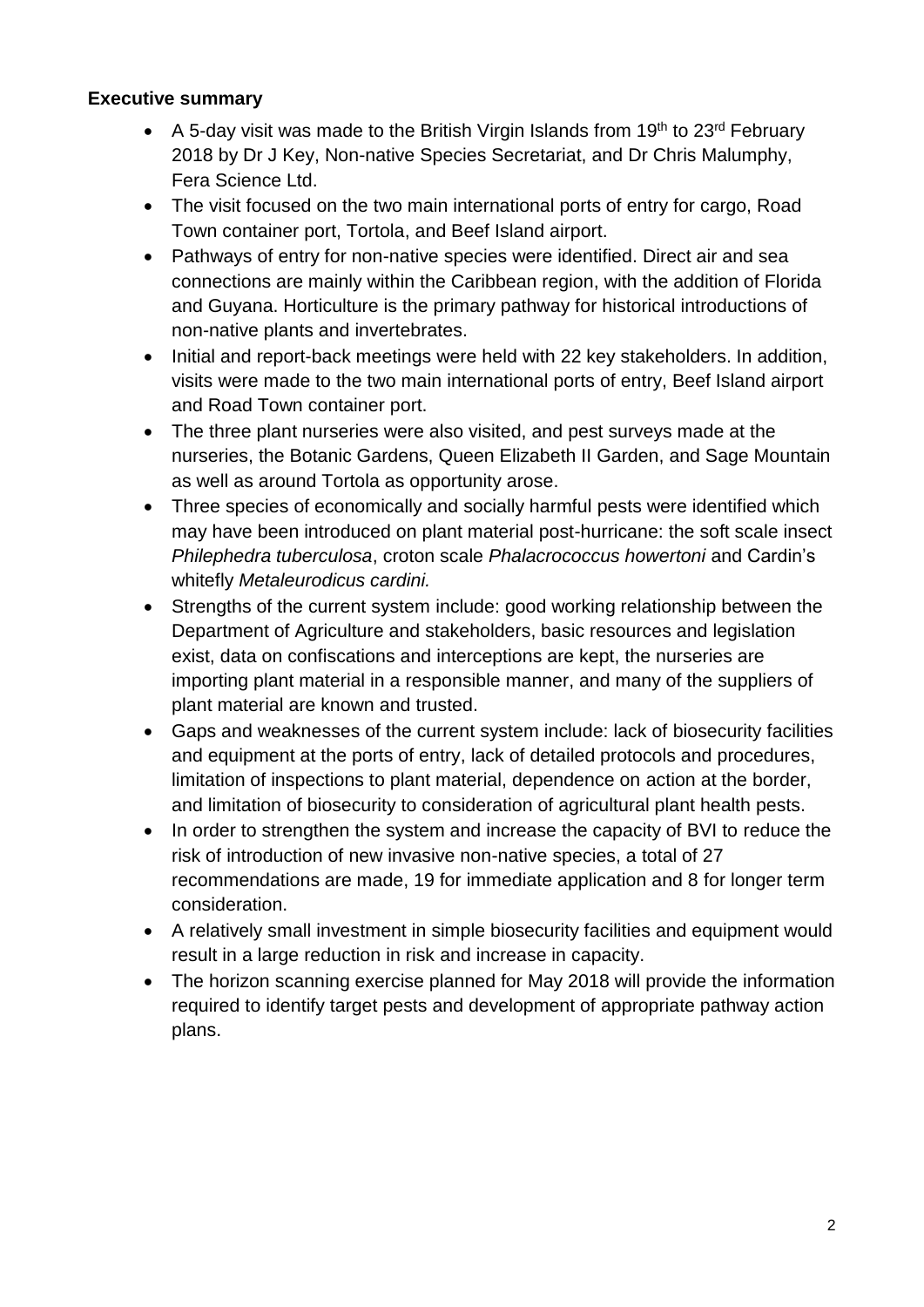**Executive summary**

- A 5-day visit was made to the British Virgin Islands from 19th to 23rd February 2018 by Dr J Key, Non-native Species Secretariat, and Dr Chris Malumphy, Fera Science Ltd.
- The visit focused on the two main international ports of entry for cargo, Road Town container port, Tortola, and Beef Island airport.
- Pathways of entry for non-native species were identified. Direct air and sea connections are mainly within the Caribbean region, with the addition of Florida and Guyana. Horticulture is the primary pathway for historical introductions of non-native plants and invertebrates.
- Initial and report-back meetings were held with 22 key stakeholders. In addition, visits were made to the two main international ports of entry, Beef Island airport and Road Town container port.
- The three plant nurseries were also visited, and pest surveys made at the nurseries, the Botanic Gardens, Queen Elizabeth II Garden, and Sage Mountain as well as around Tortola as opportunity arose.
- Three species of economically and socially harmful pests were identified which may have been introduced on plant material post-hurricane: the soft scale insect *Philephedra tuberculosa*, croton scale *Phalacrococcus howertoni* and Cardin's whitefly *Metaleurodicus cardini.*
- Strengths of the current system include: good working relationship between the Department of Agriculture and stakeholders, basic resources and legislation exist, data on confiscations and interceptions are kept, the nurseries are importing plant material in a responsible manner, and many of the suppliers of plant material are known and trusted.
- Gaps and weaknesses of the current system include: lack of biosecurity facilities and equipment at the ports of entry, lack of detailed protocols and procedures, limitation of inspections to plant material, dependence on action at the border, and limitation of biosecurity to consideration of agricultural plant health pests.
- In order to strengthen the system and increase the capacity of BVI to reduce the risk of introduction of new invasive non-native species, a total of 27 recommendations are made, 19 for immediate application and 8 for longer term consideration.
- A relatively small investment in simple biosecurity facilities and equipment would result in a large reduction in risk and increase in capacity.
- The horizon scanning exercise planned for May 2018 will provide the information required to identify target pests and development of appropriate pathway action plans.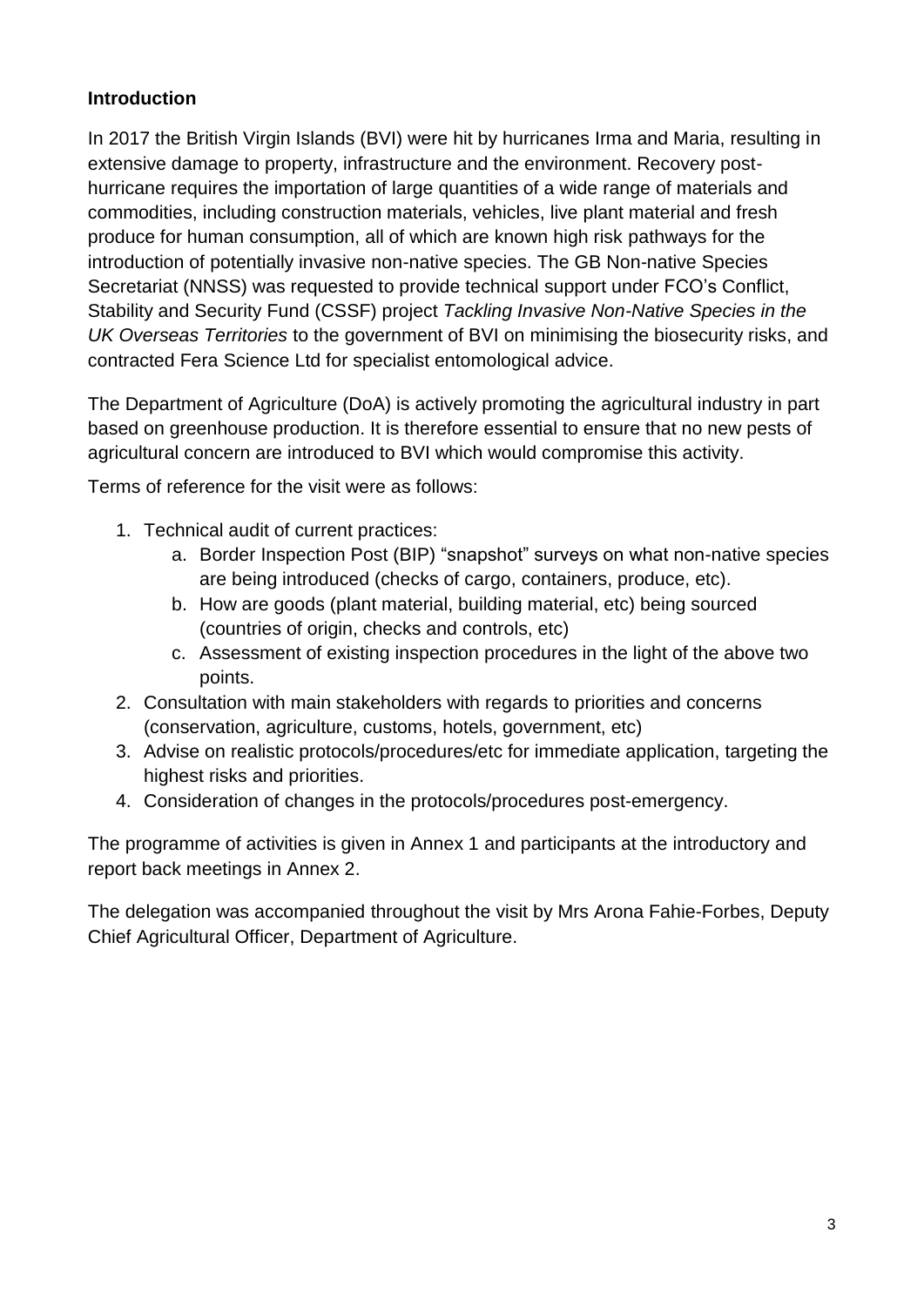## Introduction

In 2017 the British Virgin Islands (BVI) were hit by hurricanes Irma and Maria, resulting in extensive damage to property, infrastructure and the environment. Recovery post-hurricane requires the importation of large quantities of a wide range of materials and commodities, including construction materials, vehicles, live plant material and fresh produce for human consumption, all of which are known high risk pathways for the introduction of potentially invasive non-native species. The GB Non-native Species Secretariat (NNSS) was requested to provide technical support under FCO's Conflict, Stability and Security Fund (CSSF) project *Tackling Invasive Non-Native Species in the UK Overseas Territories* to the government of BVI on minimising the biosecurity risks, and contracted Fera Science Ltd for specialist entomological advice.

The Department of Agriculture (DoA) is actively promoting the agricultural industry in part based on greenhouse production. It is therefore essential to ensure that no new pests of agricultural concern are introduced to BVI which would compromise this activity.

Terms of reference for the visit were as follows:

1. Technical audit of current practices:
   a. Border Inspection Post (BIP) "snapshot" surveys on what non-native species are being introduced (checks of cargo, containers, produce, etc).
   b. How are goods (plant material, building material, etc) being sourced (countries of origin, checks and controls, etc)
   c. Assessment of existing inspection procedures in the light of the above two points.
2. Consultation with main stakeholders with regards to priorities and concerns (conservation, agriculture, customs, hotels, government, etc)
3. Advise on realistic protocols/procedures/etc for immediate application, targeting the highest risks and priorities.
4. Consideration of changes in the protocols/procedures post-emergency.

The programme of activities is given in Annex 1 and participants at the introductory and report back meetings in Annex 2.

The delegation was accompanied throughout the visit by Mrs Arona Fahie-Forbes, Deputy Chief Agricultural Officer, Department of Agriculture.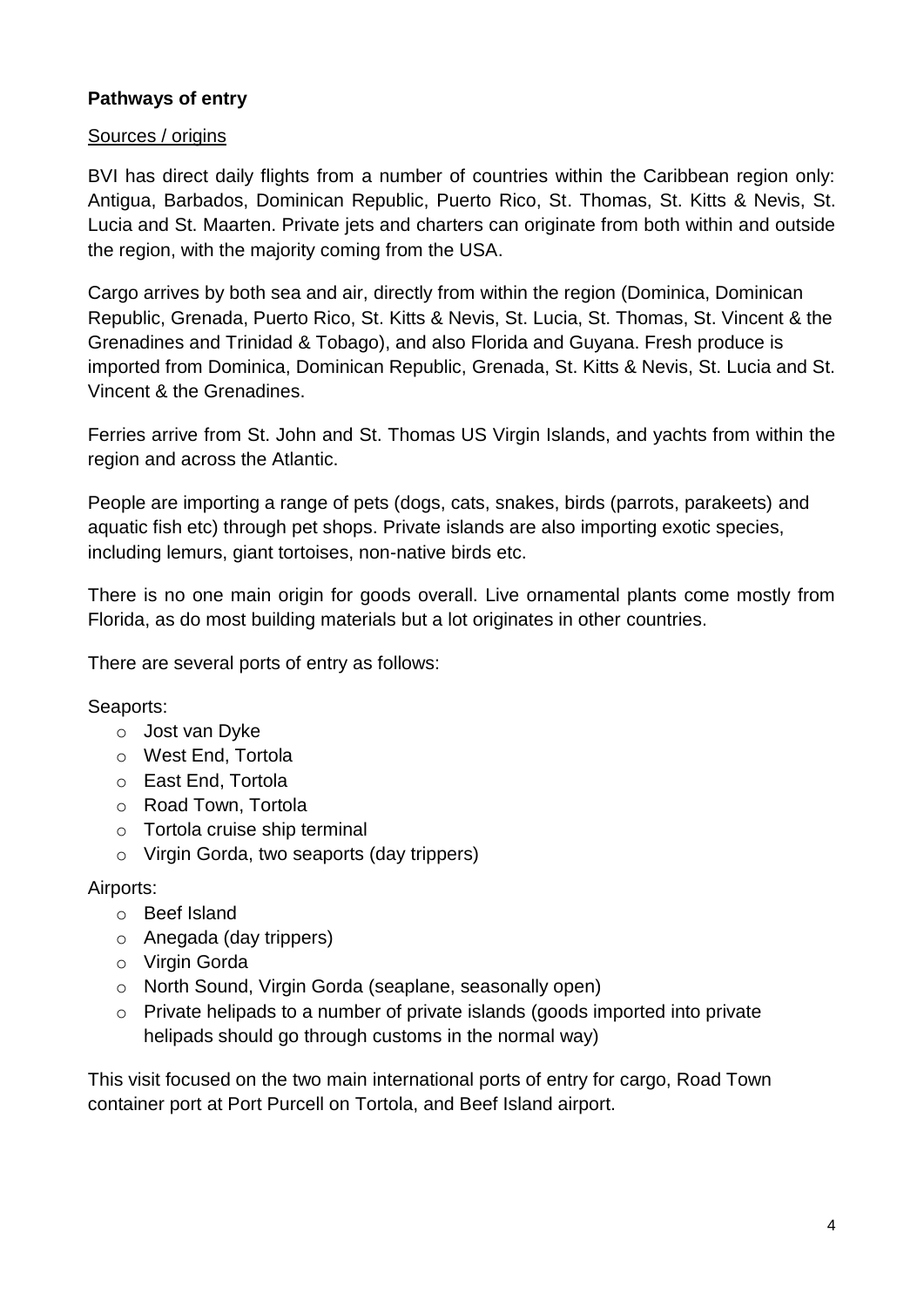**Pathways of entry**

Sources / origins

BVI has direct daily flights from a number of countries within the Caribbean region only: Antigua, Barbados, Dominican Republic, Puerto Rico, St. Thomas, St. Kitts & Nevis, St. Lucia and St. Maarten. Private jets and charters can originate from both within and outside the region, with the majority coming from the USA.

Cargo arrives by both sea and air, directly from within the region (Dominica, Dominican Republic, Grenada, Puerto Rico, St. Kitts & Nevis, St. Lucia, St. Thomas, St. Vincent & the Grenadines and Trinidad & Tobago), and also Florida and Guyana. Fresh produce is imported from Dominica, Dominican Republic, Grenada, St. Kitts & Nevis, St. Lucia and St. Vincent & the Grenadines.

Ferries arrive from St. John and St. Thomas US Virgin Islands, and yachts from within the region and across the Atlantic.

People are importing a range of pets (dogs, cats, snakes, birds (parrots, parakeets) and aquatic fish etc) through pet shops. Private islands are also importing exotic species, including lemurs, giant tortoises, non-native birds etc.

There is no one main origin for goods overall. Live ornamental plants come mostly from Florida, as do most building materials but a lot originates in other countries.

There are several ports of entry as follows:

Seaports:

- Jost van Dyke
- West End, Tortola
- East End, Tortola
- Road Town, Tortola
- Tortola cruise ship terminal
- Virgin Gorda, two seaports (day trippers)

Airports:

- Beef Island
- Anegada (day trippers)
- Virgin Gorda
- North Sound, Virgin Gorda (seaplane, seasonally open)
- Private helipads to a number of private islands (goods imported into private helipads should go through customs in the normal way)

This visit focused on the two main international ports of entry for cargo, Road Town container port at Port Purcell on Tortola, and Beef Island airport.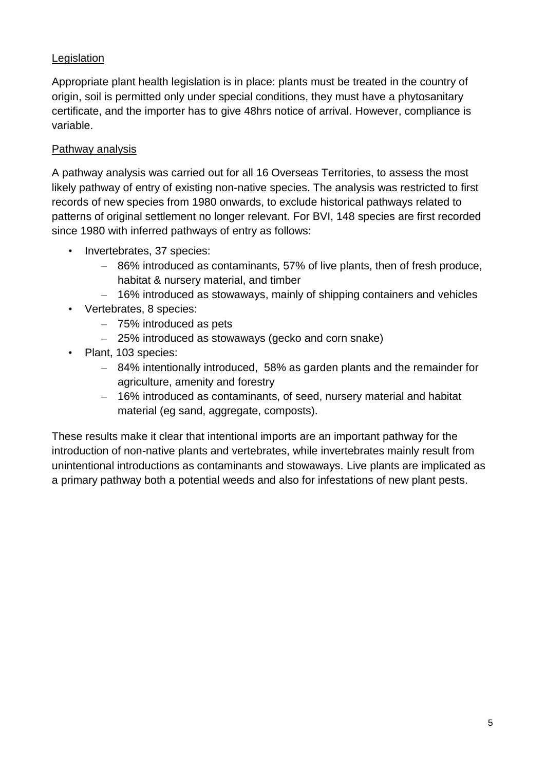Legislation

Appropriate plant health legislation is in place: plants must be treated in the country of origin, soil is permitted only under special conditions, they must have a phytosanitary certificate, and the importer has to give 48hrs notice of arrival. However, compliance is variable.

Pathway analysis

A pathway analysis was carried out for all 16 Overseas Territories, to assess the most likely pathway of entry of existing non-native species. The analysis was restricted to first records of new species from 1980 onwards, to exclude historical pathways related to patterns of original settlement no longer relevant. For BVI, 148 species are first recorded since 1980 with inferred pathways of entry as follows:

- Invertebrates, 37 species:
  - 86% introduced as contaminants, 57% of live plants, then of fresh produce, habitat & nursery material, and timber
  - 16% introduced as stowaways, mainly of shipping containers and vehicles
- Vertebrates, 8 species:
  - 75% introduced as pets
  - 25% introduced as stowaways (gecko and corn snake)
- Plant, 103 species:
  - 84% intentionally introduced, 58% as garden plants and the remainder for agriculture, amenity and forestry
  - 16% introduced as contaminants, of seed, nursery material and habitat material (eg sand, aggregate, composts).

These results make it clear that intentional imports are an important pathway for the introduction of non-native plants and vertebrates, while invertebrates mainly result from unintentional introductions as contaminants and stowaways. Live plants are implicated as a primary pathway both a potential weeds and also for infestations of new plant pests.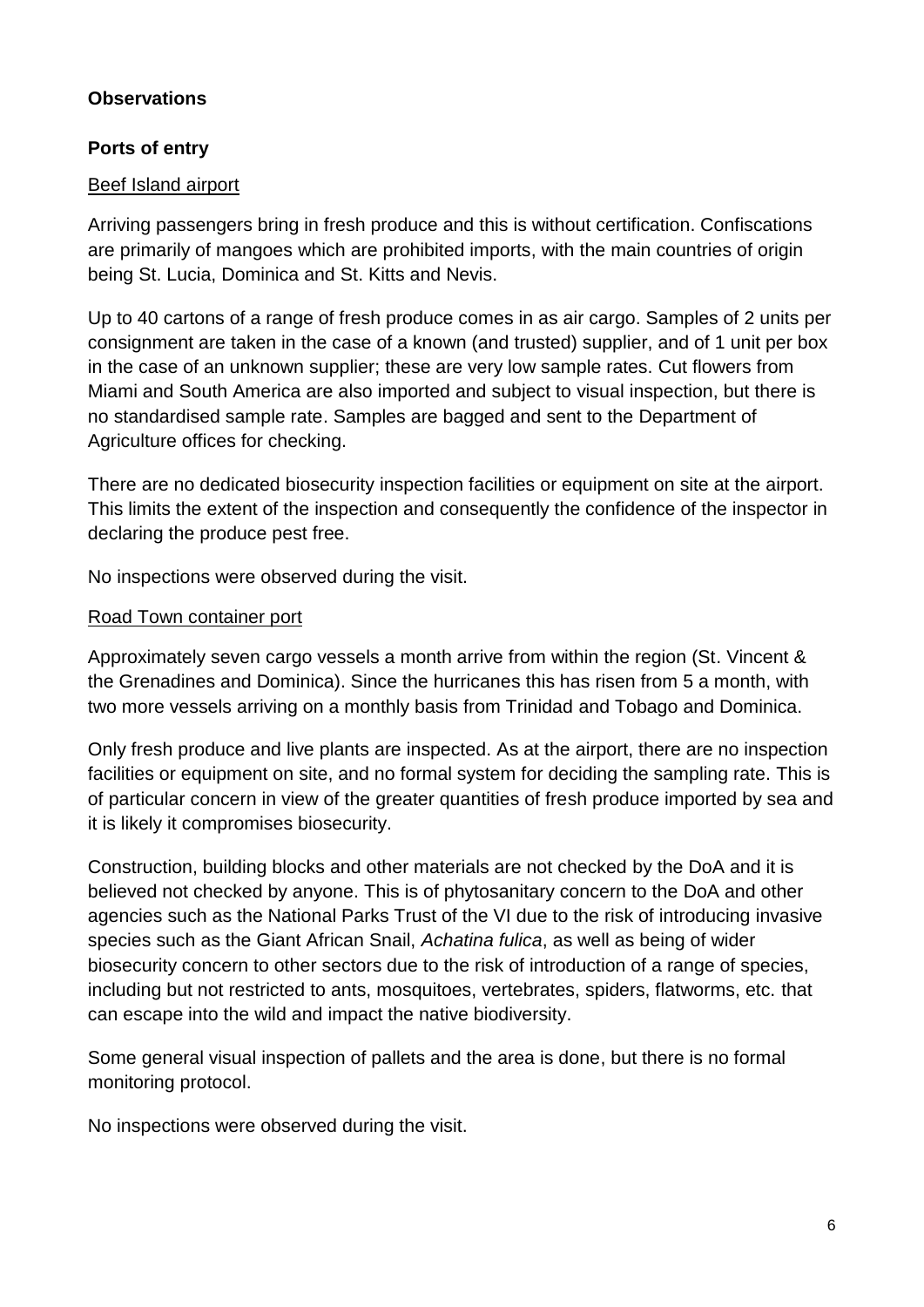**Observations**

**Ports of entry**

Beef Island airport

Arriving passengers bring in fresh produce and this is without certification. Confiscations are primarily of mangoes which are prohibited imports, with the main countries of origin being St. Lucia, Dominica and St. Kitts and Nevis.

Up to 40 cartons of a range of fresh produce comes in as air cargo. Samples of 2 units per consignment are taken in the case of a known (and trusted) supplier, and of 1 unit per box in the case of an unknown supplier; these are very low sample rates. Cut flowers from Miami and South America are also imported and subject to visual inspection, but there is no standardised sample rate. Samples are bagged and sent to the Department of Agriculture offices for checking.

There are no dedicated biosecurity inspection facilities or equipment on site at the airport. This limits the extent of the inspection and consequently the confidence of the inspector in declaring the produce pest free.

No inspections were observed during the visit.

Road Town container port

Approximately seven cargo vessels a month arrive from within the region (St. Vincent & the Grenadines and Dominica). Since the hurricanes this has risen from 5 a month, with two more vessels arriving on a monthly basis from Trinidad and Tobago and Dominica.

Only fresh produce and live plants are inspected. As at the airport, there are no inspection facilities or equipment on site, and no formal system for deciding the sampling rate. This is of particular concern in view of the greater quantities of fresh produce imported by sea and it is likely it compromises biosecurity.

Construction, building blocks and other materials are not checked by the DoA and it is believed not checked by anyone. This is of phytosanitary concern to the DoA and other agencies such as the National Parks Trust of the VI due to the risk of introducing invasive species such as the Giant African Snail, *Achatina fulica*, as well as being of wider biosecurity concern to other sectors due to the risk of introduction of a range of species, including but not restricted to ants, mosquitoes, vertebrates, spiders, flatworms, etc. that can escape into the wild and impact the native biodiversity.

Some general visual inspection of pallets and the area is done, but there is no formal monitoring protocol.

No inspections were observed during the visit.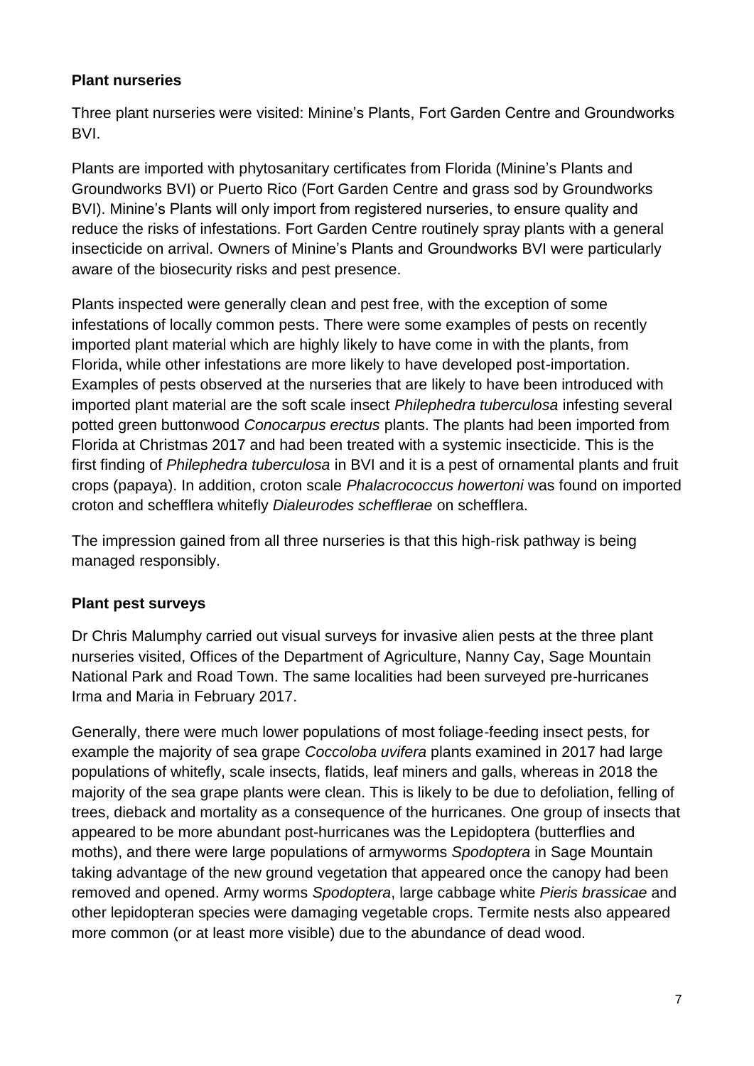**Plant nurseries**

Three plant nurseries were visited: Minine's Plants, Fort Garden Centre and Groundworks BVI.

Plants are imported with phytosanitary certificates from Florida (Minine's Plants and Groundworks BVI) or Puerto Rico (Fort Garden Centre and grass sod by Groundworks BVI). Minine's Plants will only import from registered nurseries, to ensure quality and reduce the risks of infestations. Fort Garden Centre routinely spray plants with a general insecticide on arrival. Owners of Minine's Plants and Groundworks BVI were particularly aware of the biosecurity risks and pest presence.

Plants inspected were generally clean and pest free, with the exception of some infestations of locally common pests. There were some examples of pests on recently imported plant material which are highly likely to have come in with the plants, from Florida, while other infestations are more likely to have developed post-importation. Examples of pests observed at the nurseries that are likely to have been introduced with imported plant material are the soft scale insect *Philephedra tuberculosa* infesting several potted green buttonwood *Conocarpus erectus* plants. The plants had been imported from Florida at Christmas 2017 and had been treated with a systemic insecticide. This is the first finding of *Philephedra tuberculosa* in BVI and it is a pest of ornamental plants and fruit crops (papaya). In addition, croton scale *Phalacrococcus howertoni* was found on imported croton and schefflera whitefly *Dialeurodes schefflerae* on schefflera.

The impression gained from all three nurseries is that this high-risk pathway is being managed responsibly.

**Plant pest surveys**

Dr Chris Malumphy carried out visual surveys for invasive alien pests at the three plant nurseries visited, Offices of the Department of Agriculture, Nanny Cay, Sage Mountain National Park and Road Town. The same localities had been surveyed pre-hurricanes Irma and Maria in February 2017.

Generally, there were much lower populations of most foliage-feeding insect pests, for example the majority of sea grape *Coccoloba uvifera* plants examined in 2017 had large populations of whitefly, scale insects, flatids, leaf miners and galls, whereas in 2018 the majority of the sea grape plants were clean. This is likely to be due to defoliation, felling of trees, dieback and mortality as a consequence of the hurricanes. One group of insects that appeared to be more abundant post-hurricanes was the Lepidoptera (butterflies and moths), and there were large populations of armyworms *Spodoptera* in Sage Mountain taking advantage of the new ground vegetation that appeared once the canopy had been removed and opened. Army worms *Spodoptera*, large cabbage white *Pieris brassicae* and other lepidopteran species were damaging vegetable crops. Termite nests also appeared more common (or at least more visible) due to the abundance of dead wood.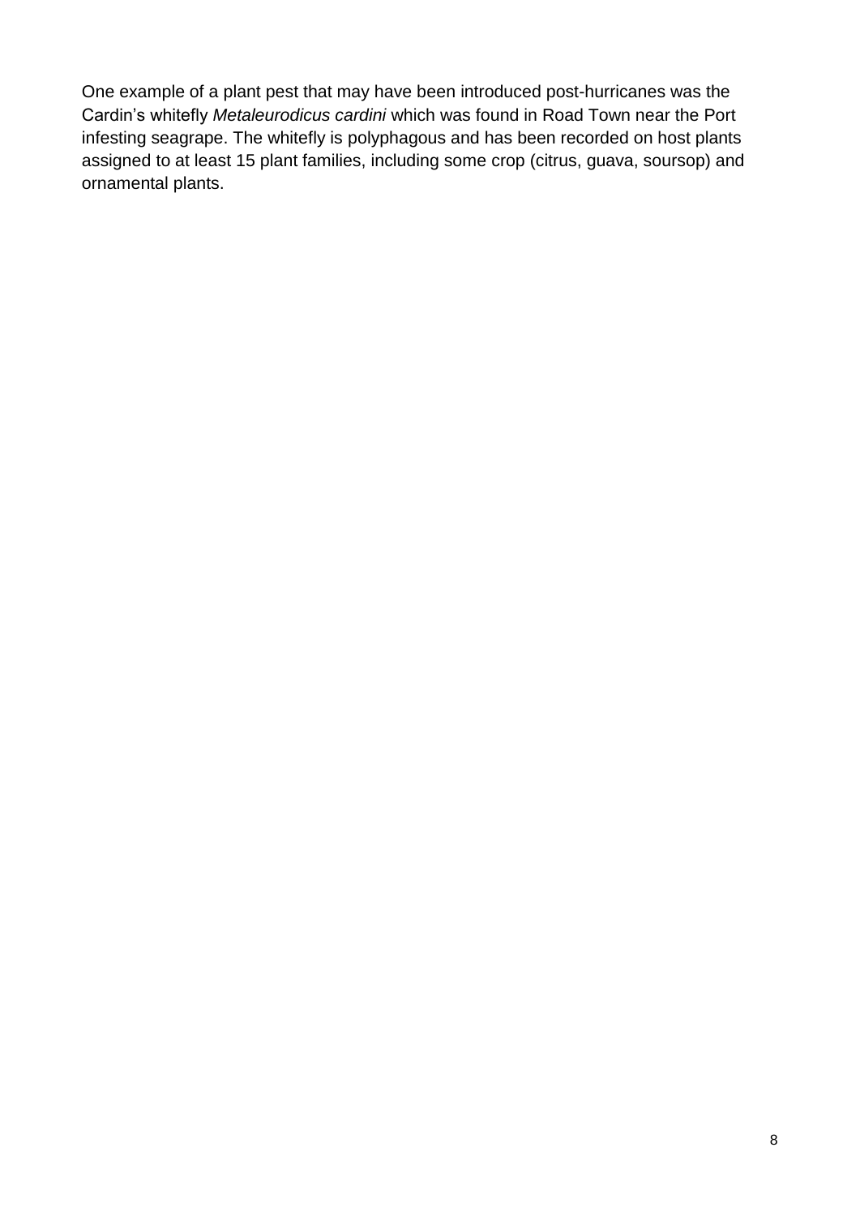One example of a plant pest that may have been introduced post-hurricanes was the Cardin's whitefly *Metaleurodicus cardini* which was found in Road Town near the Port infesting seagrape. The whitefly is polyphagous and has been recorded on host plants assigned to at least 15 plant families, including some crop (citrus, guava, soursop) and ornamental plants.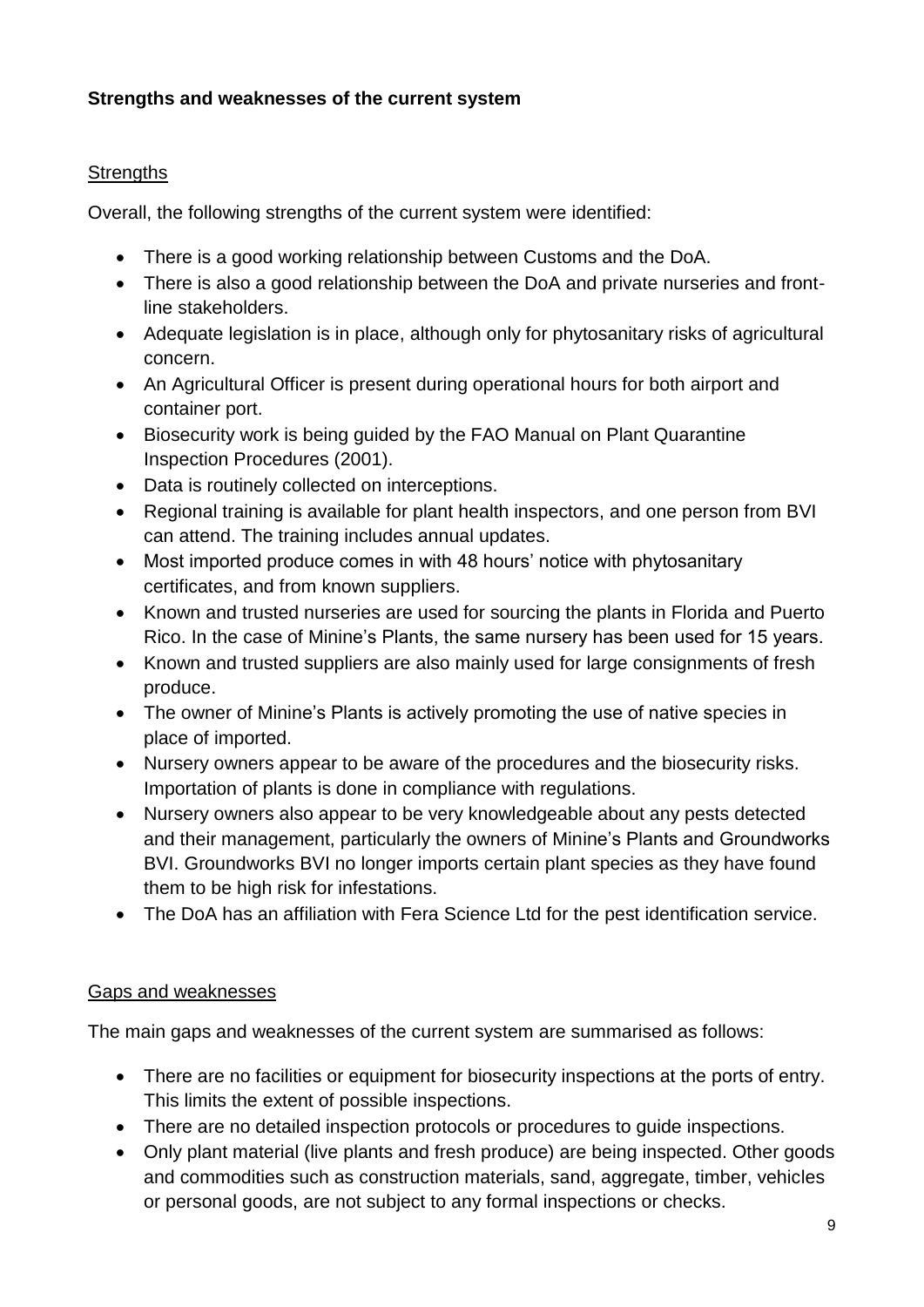## Strengths and weaknesses of the current system

### Strengths

Overall, the following strengths of the current system were identified:

- There is a good working relationship between Customs and the DoA.
- There is also a good relationship between the DoA and private nurseries and front-line stakeholders.
- Adequate legislation is in place, although only for phytosanitary risks of agricultural concern.
- An Agricultural Officer is present during operational hours for both airport and container port.
- Biosecurity work is being guided by the FAO Manual on Plant Quarantine Inspection Procedures (2001).
- Data is routinely collected on interceptions.
- Regional training is available for plant health inspectors, and one person from BVI can attend. The training includes annual updates.
- Most imported produce comes in with 48 hours' notice with phytosanitary certificates, and from known suppliers.
- Known and trusted nurseries are used for sourcing the plants in Florida and Puerto Rico. In the case of Minine's Plants, the same nursery has been used for 15 years.
- Known and trusted suppliers are also mainly used for large consignments of fresh produce.
- The owner of Minine's Plants is actively promoting the use of native species in place of imported.
- Nursery owners appear to be aware of the procedures and the biosecurity risks. Importation of plants is done in compliance with regulations.
- Nursery owners also appear to be very knowledgeable about any pests detected and their management, particularly the owners of Minine's Plants and Groundworks BVI. Groundworks BVI no longer imports certain plant species as they have found them to be high risk for infestations.
- The DoA has an affiliation with Fera Science Ltd for the pest identification service.

### Gaps and weaknesses

The main gaps and weaknesses of the current system are summarised as follows:

- There are no facilities or equipment for biosecurity inspections at the ports of entry. This limits the extent of possible inspections.
- There are no detailed inspection protocols or procedures to guide inspections.
- Only plant material (live plants and fresh produce) are being inspected. Other goods and commodities such as construction materials, sand, aggregate, timber, vehicles or personal goods, are not subject to any formal inspections or checks.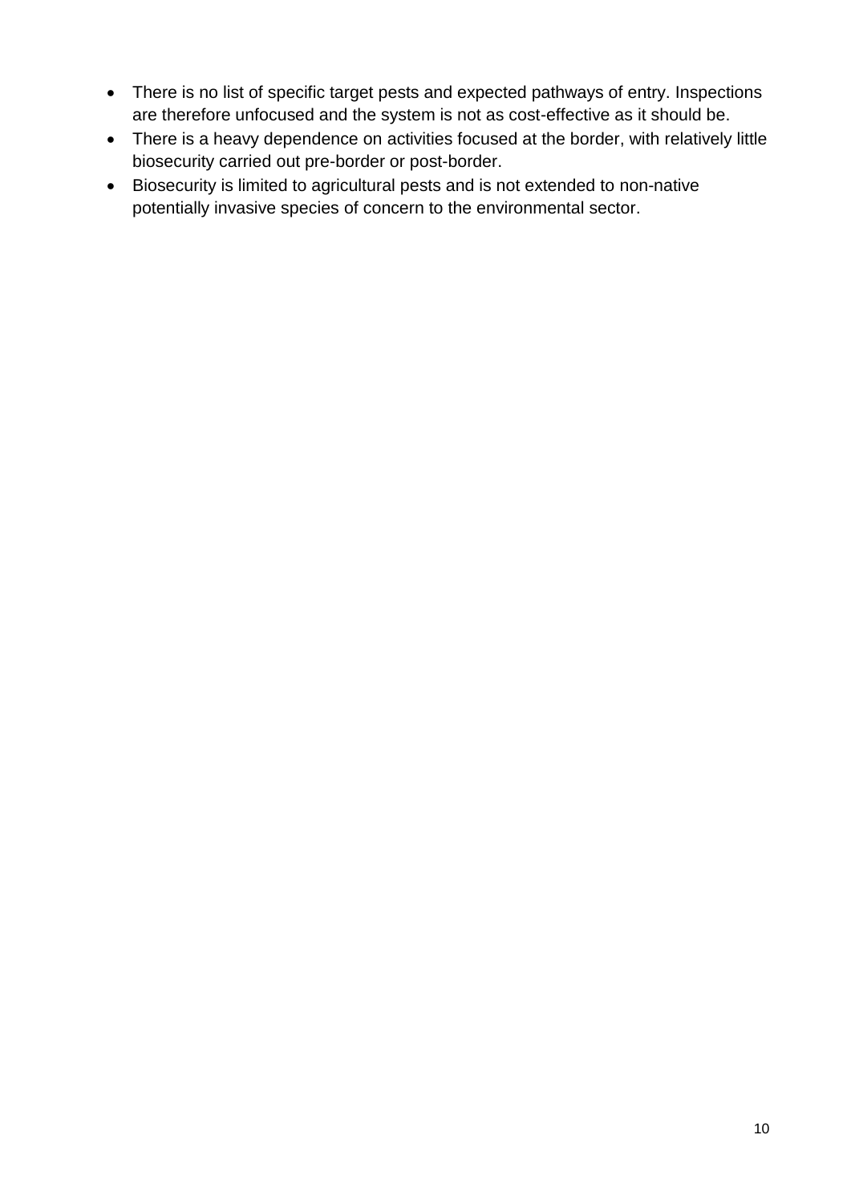- There is no list of specific target pests and expected pathways of entry. Inspections are therefore unfocused and the system is not as cost-effective as it should be.
- There is a heavy dependence on activities focused at the border, with relatively little biosecurity carried out pre-border or post-border.
- Biosecurity is limited to agricultural pests and is not extended to non-native potentially invasive species of concern to the environmental sector.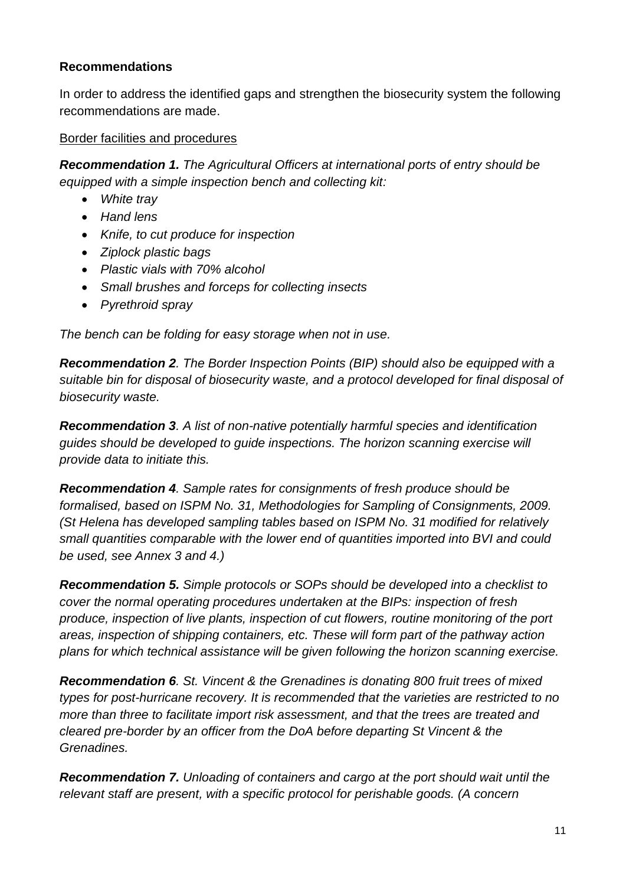**Recommendations**

In order to address the identified gaps and strengthen the biosecurity system the following recommendations are made.

Border facilities and procedures

***Recommendation 1.*** *The Agricultural Officers at international ports of entry should be equipped with a simple inspection bench and collecting kit:*

- *White tray*
- *Hand lens*
- *Knife, to cut produce for inspection*
- *Ziplock plastic bags*
- *Plastic vials with 70% alcohol*
- *Small brushes and forceps for collecting insects*
- *Pyrethroid spray*

*The bench can be folding for easy storage when not in use.*

***Recommendation 2****. The Border Inspection Points (BIP) should also be equipped with a suitable bin for disposal of biosecurity waste, and a protocol developed for final disposal of biosecurity waste.*

***Recommendation 3****. A list of non-native potentially harmful species and identification guides should be developed to guide inspections. The horizon scanning exercise will provide data to initiate this.*

***Recommendation 4****. Sample rates for consignments of fresh produce should be formalised, based on ISPM No. 31, Methodologies for Sampling of Consignments, 2009. (St Helena has developed sampling tables based on ISPM No. 31 modified for relatively small quantities comparable with the lower end of quantities imported into BVI and could be used, see Annex 3 and 4.)*

***Recommendation 5.*** *Simple protocols or SOPs should be developed into a checklist to cover the normal operating procedures undertaken at the BIPs: inspection of fresh produce, inspection of live plants, inspection of cut flowers, routine monitoring of the port areas, inspection of shipping containers, etc. These will form part of the pathway action plans for which technical assistance will be given following the horizon scanning exercise.*

***Recommendation 6****. St. Vincent & the Grenadines is donating 800 fruit trees of mixed types for post-hurricane recovery. It is recommended that the varieties are restricted to no more than three to facilitate import risk assessment, and that the trees are treated and cleared pre-border by an officer from the DoA before departing St Vincent & the Grenadines.*

***Recommendation 7.*** *Unloading of containers and cargo at the port should wait until the relevant staff are present, with a specific protocol for perishable goods. (A concern*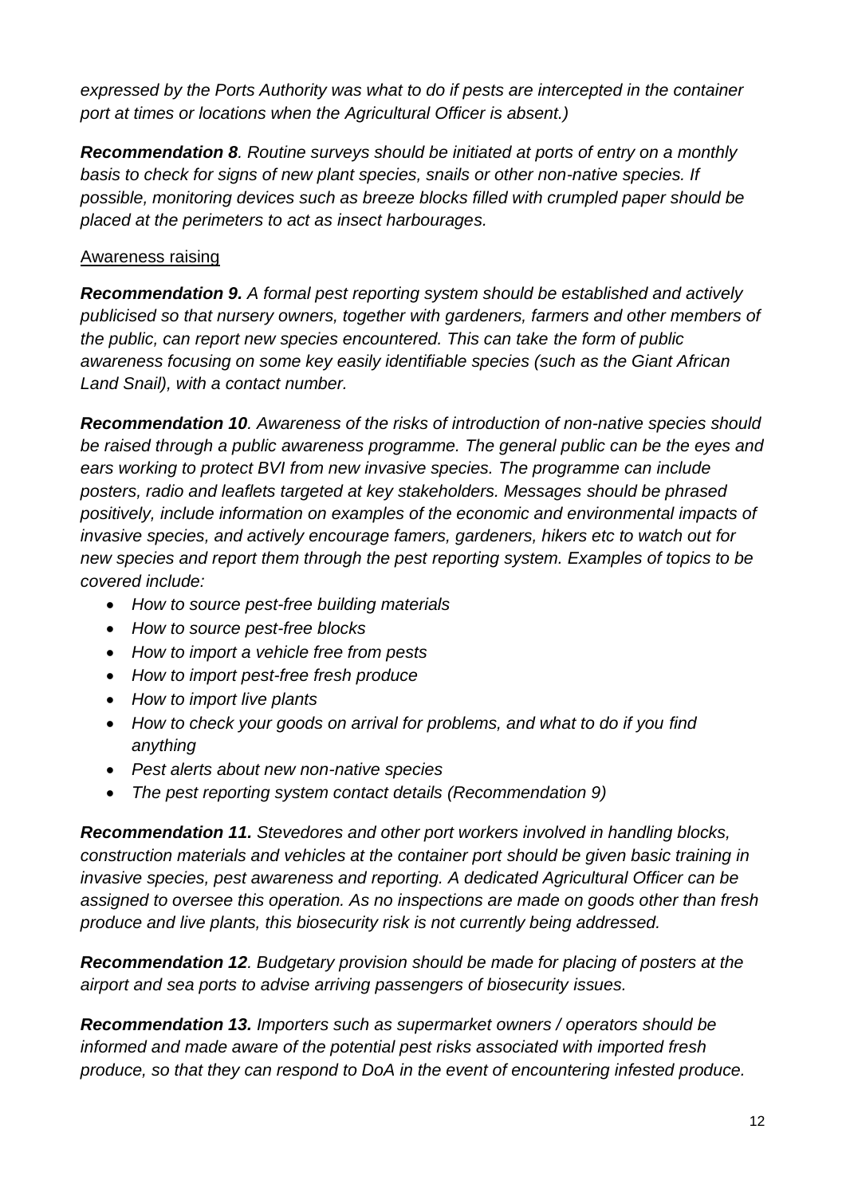*expressed by the Ports Authority was what to do if pests are intercepted in the container port at times or locations when the Agricultural Officer is absent.)*

***Recommendation 8**. Routine surveys should be initiated at ports of entry on a monthly basis to check for signs of new plant species, snails or other non-native species. If possible, monitoring devices such as breeze blocks filled with crumpled paper should be placed at the perimeters to act as insect harbourages.*

<u>Awareness raising</u>

***Recommendation 9.** A formal pest reporting system should be established and actively publicised so that nursery owners, together with gardeners, farmers and other members of the public, can report new species encountered. This can take the form of public awareness focusing on some key easily identifiable species (such as the Giant African Land Snail), with a contact number.*

***Recommendation 10**. Awareness of the risks of introduction of non-native species should be raised through a public awareness programme. The general public can be the eyes and ears working to protect BVI from new invasive species. The programme can include posters, radio and leaflets targeted at key stakeholders. Messages should be phrased positively, include information on examples of the economic and environmental impacts of invasive species, and actively encourage famers, gardeners, hikers etc to watch out for new species and report them through the pest reporting system. Examples of topics to be covered include:*

- *How to source pest-free building materials*
- *How to source pest-free blocks*
- *How to import a vehicle free from pests*
- *How to import pest-free fresh produce*
- *How to import live plants*
- *How to check your goods on arrival for problems, and what to do if you find anything*
- *Pest alerts about new non-native species*
- *The pest reporting system contact details (Recommendation 9)*

***Recommendation 11.** Stevedores and other port workers involved in handling blocks, construction materials and vehicles at the container port should be given basic training in invasive species, pest awareness and reporting. A dedicated Agricultural Officer can be assigned to oversee this operation. As no inspections are made on goods other than fresh produce and live plants, this biosecurity risk is not currently being addressed.*

***Recommendation 12**. Budgetary provision should be made for placing of posters at the airport and sea ports to advise arriving passengers of biosecurity issues.*

***Recommendation 13.** Importers such as supermarket owners / operators should be informed and made aware of the potential pest risks associated with imported fresh produce, so that they can respond to DoA in the event of encountering infested produce.*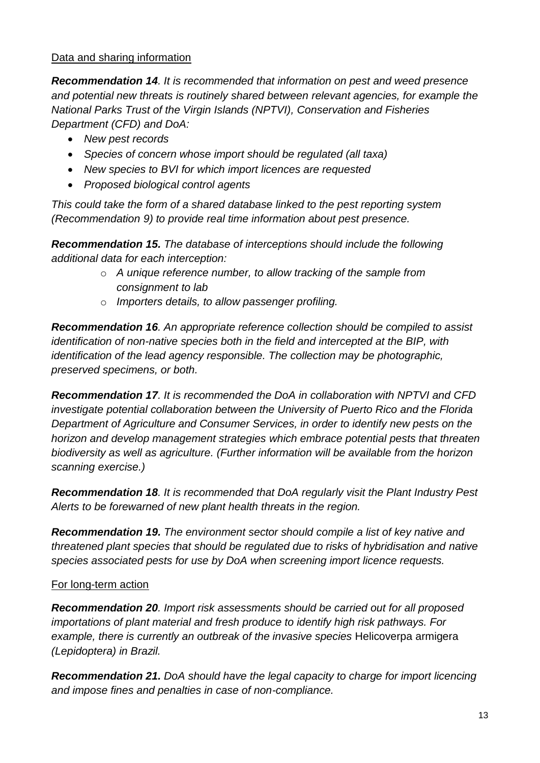Data and sharing information

***Recommendation 14****. It is recommended that information on pest and weed presence and potential new threats is routinely shared between relevant agencies, for example the National Parks Trust of the Virgin Islands (NPTVI), Conservation and Fisheries Department (CFD) and DoA:*

- *New pest records*
- *Species of concern whose import should be regulated (all taxa)*
- *New species to BVI for which import licences are requested*
- *Proposed biological control agents*

*This could take the form of a shared database linked to the pest reporting system (Recommendation 9) to provide real time information about pest presence.*

***Recommendation 15.*** *The database of interceptions should include the following additional data for each interception:*

- *A unique reference number, to allow tracking of the sample from consignment to lab*
- *Importers details, to allow passenger profiling.*

***Recommendation 16****. An appropriate reference collection should be compiled to assist identification of non-native species both in the field and intercepted at the BIP, with identification of the lead agency responsible. The collection may be photographic, preserved specimens, or both.*

***Recommendation 17****. It is recommended the DoA in collaboration with NPTVI and CFD investigate potential collaboration between the University of Puerto Rico and the Florida Department of Agriculture and Consumer Services, in order to identify new pests on the horizon and develop management strategies which embrace potential pests that threaten biodiversity as well as agriculture. (Further information will be available from the horizon scanning exercise.)*

***Recommendation 18****. It is recommended that DoA regularly visit the Plant Industry Pest Alerts to be forewarned of new plant health threats in the region.*

***Recommendation 19.*** *The environment sector should compile a list of key native and threatened plant species that should be regulated due to risks of hybridisation and native species associated pests for use by DoA when screening import licence requests.*

For long-term action

***Recommendation 20****. Import risk assessments should be carried out for all proposed importations of plant material and fresh produce to identify high risk pathways. For example, there is currently an outbreak of the invasive species* Helicoverpa armigera *(Lepidoptera) in Brazil.*

***Recommendation 21.*** *DoA should have the legal capacity to charge for import licencing and impose fines and penalties in case of non-compliance.*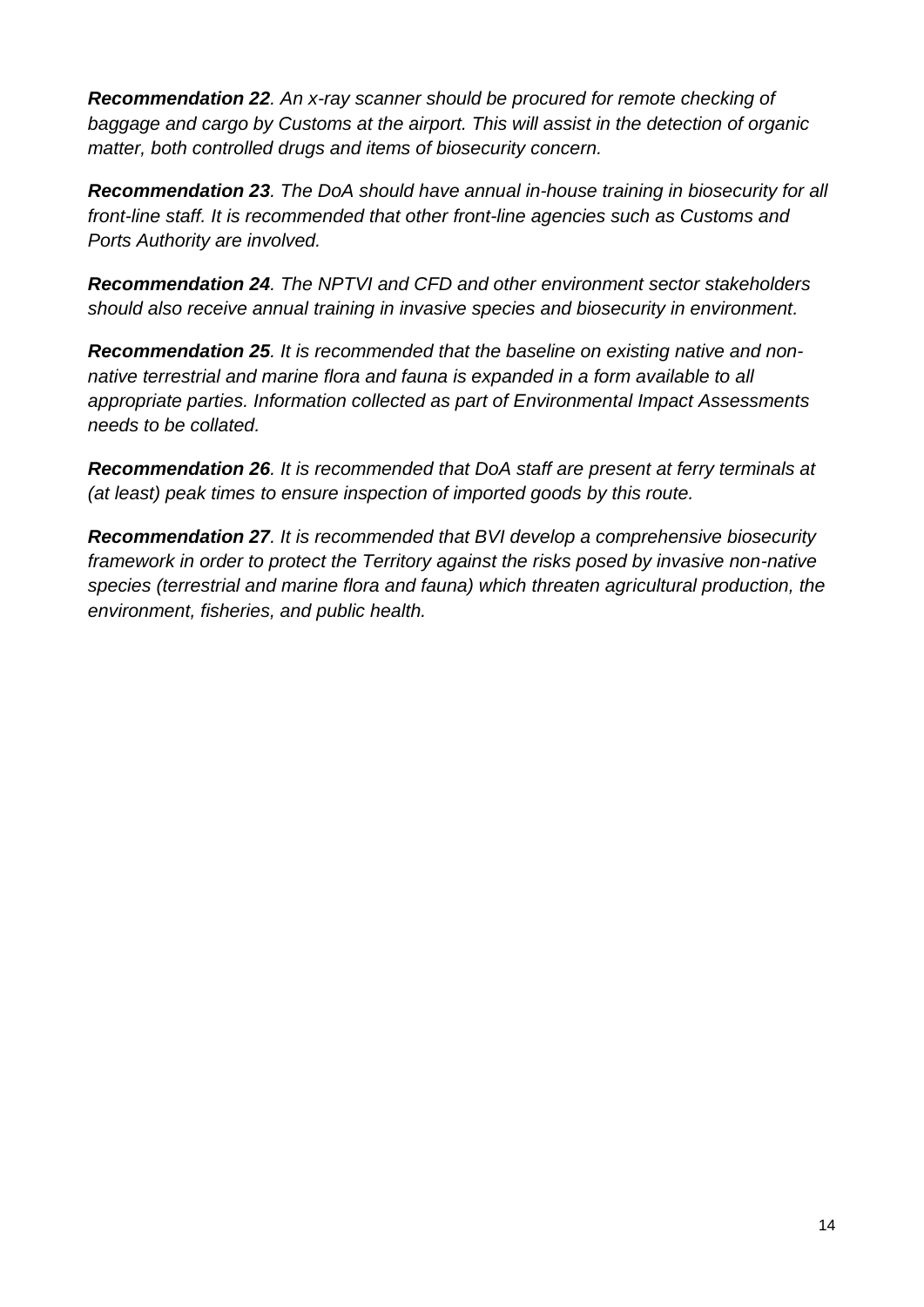***Recommendation 22**. An x-ray scanner should be procured for remote checking of baggage and cargo by Customs at the airport. This will assist in the detection of organic matter, both controlled drugs and items of biosecurity concern.*

***Recommendation 23**. The DoA should have annual in-house training in biosecurity for all front-line staff. It is recommended that other front-line agencies such as Customs and Ports Authority are involved.*

***Recommendation 24**. The NPTVI and CFD and other environment sector stakeholders should also receive annual training in invasive species and biosecurity in environment.*

***Recommendation 25**. It is recommended that the baseline on existing native and non-native terrestrial and marine flora and fauna is expanded in a form available to all appropriate parties. Information collected as part of Environmental Impact Assessments needs to be collated.*

***Recommendation 26**. It is recommended that DoA staff are present at ferry terminals at (at least) peak times to ensure inspection of imported goods by this route.*

***Recommendation 27**. It is recommended that BVI develop a comprehensive biosecurity framework in order to protect the Territory against the risks posed by invasive non-native species (terrestrial and marine flora and fauna) which threaten agricultural production, the environment, fisheries, and public health.*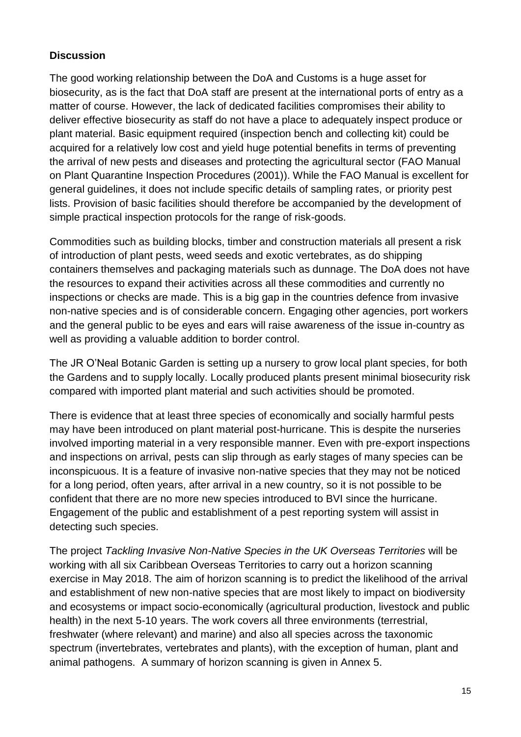**Discussion**

The good working relationship between the DoA and Customs is a huge asset for biosecurity, as is the fact that DoA staff are present at the international ports of entry as a matter of course. However, the lack of dedicated facilities compromises their ability to deliver effective biosecurity as staff do not have a place to adequately inspect produce or plant material. Basic equipment required (inspection bench and collecting kit) could be acquired for a relatively low cost and yield huge potential benefits in terms of preventing the arrival of new pests and diseases and protecting the agricultural sector (FAO Manual on Plant Quarantine Inspection Procedures (2001)). While the FAO Manual is excellent for general guidelines, it does not include specific details of sampling rates, or priority pest lists. Provision of basic facilities should therefore be accompanied by the development of simple practical inspection protocols for the range of risk-goods.

Commodities such as building blocks, timber and construction materials all present a risk of introduction of plant pests, weed seeds and exotic vertebrates, as do shipping containers themselves and packaging materials such as dunnage. The DoA does not have the resources to expand their activities across all these commodities and currently no inspections or checks are made. This is a big gap in the countries defence from invasive non-native species and is of considerable concern. Engaging other agencies, port workers and the general public to be eyes and ears will raise awareness of the issue in-country as well as providing a valuable addition to border control.

The JR O'Neal Botanic Garden is setting up a nursery to grow local plant species, for both the Gardens and to supply locally. Locally produced plants present minimal biosecurity risk compared with imported plant material and such activities should be promoted.

There is evidence that at least three species of economically and socially harmful pests may have been introduced on plant material post-hurricane. This is despite the nurseries involved importing material in a very responsible manner. Even with pre-export inspections and inspections on arrival, pests can slip through as early stages of many species can be inconspicuous. It is a feature of invasive non-native species that they may not be noticed for a long period, often years, after arrival in a new country, so it is not possible to be confident that there are no more new species introduced to BVI since the hurricane. Engagement of the public and establishment of a pest reporting system will assist in detecting such species.

The project *Tackling Invasive Non-Native Species in the UK Overseas Territories* will be working with all six Caribbean Overseas Territories to carry out a horizon scanning exercise in May 2018. The aim of horizon scanning is to predict the likelihood of the arrival and establishment of new non-native species that are most likely to impact on biodiversity and ecosystems or impact socio-economically (agricultural production, livestock and public health) in the next 5-10 years. The work covers all three environments (terrestrial, freshwater (where relevant) and marine) and also all species across the taxonomic spectrum (invertebrates, vertebrates and plants), with the exception of human, plant and animal pathogens. A summary of horizon scanning is given in Annex 5.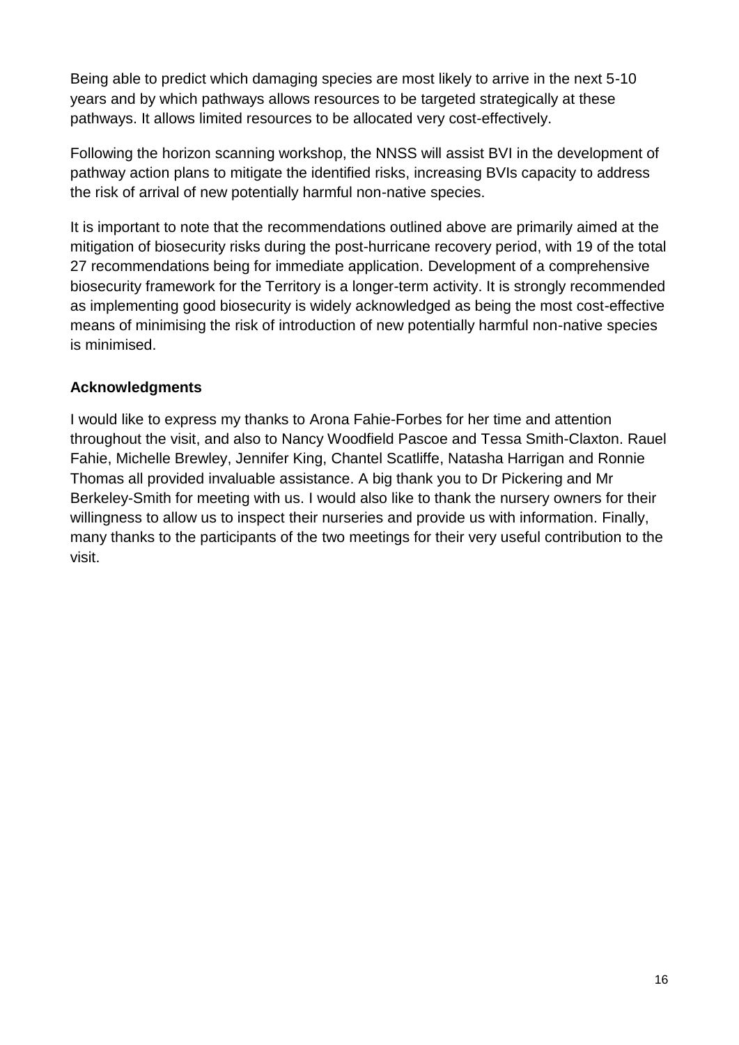Being able to predict which damaging species are most likely to arrive in the next 5-10 years and by which pathways allows resources to be targeted strategically at these pathways. It allows limited resources to be allocated very cost-effectively.

Following the horizon scanning workshop, the NNSS will assist BVI in the development of pathway action plans to mitigate the identified risks, increasing BVIs capacity to address the risk of arrival of new potentially harmful non-native species.

It is important to note that the recommendations outlined above are primarily aimed at the mitigation of biosecurity risks during the post-hurricane recovery period, with 19 of the total 27 recommendations being for immediate application. Development of a comprehensive biosecurity framework for the Territory is a longer-term activity. It is strongly recommended as implementing good biosecurity is widely acknowledged as being the most cost-effective means of minimising the risk of introduction of new potentially harmful non-native species is minimised.

**Acknowledgments**

I would like to express my thanks to Arona Fahie-Forbes for her time and attention throughout the visit, and also to Nancy Woodfield Pascoe and Tessa Smith-Claxton. Rauel Fahie, Michelle Brewley, Jennifer King, Chantel Scatliffe, Natasha Harrigan and Ronnie Thomas all provided invaluable assistance. A big thank you to Dr Pickering and Mr Berkeley-Smith for meeting with us. I would also like to thank the nursery owners for their willingness to allow us to inspect their nurseries and provide us with information. Finally, many thanks to the participants of the two meetings for their very useful contribution to the visit.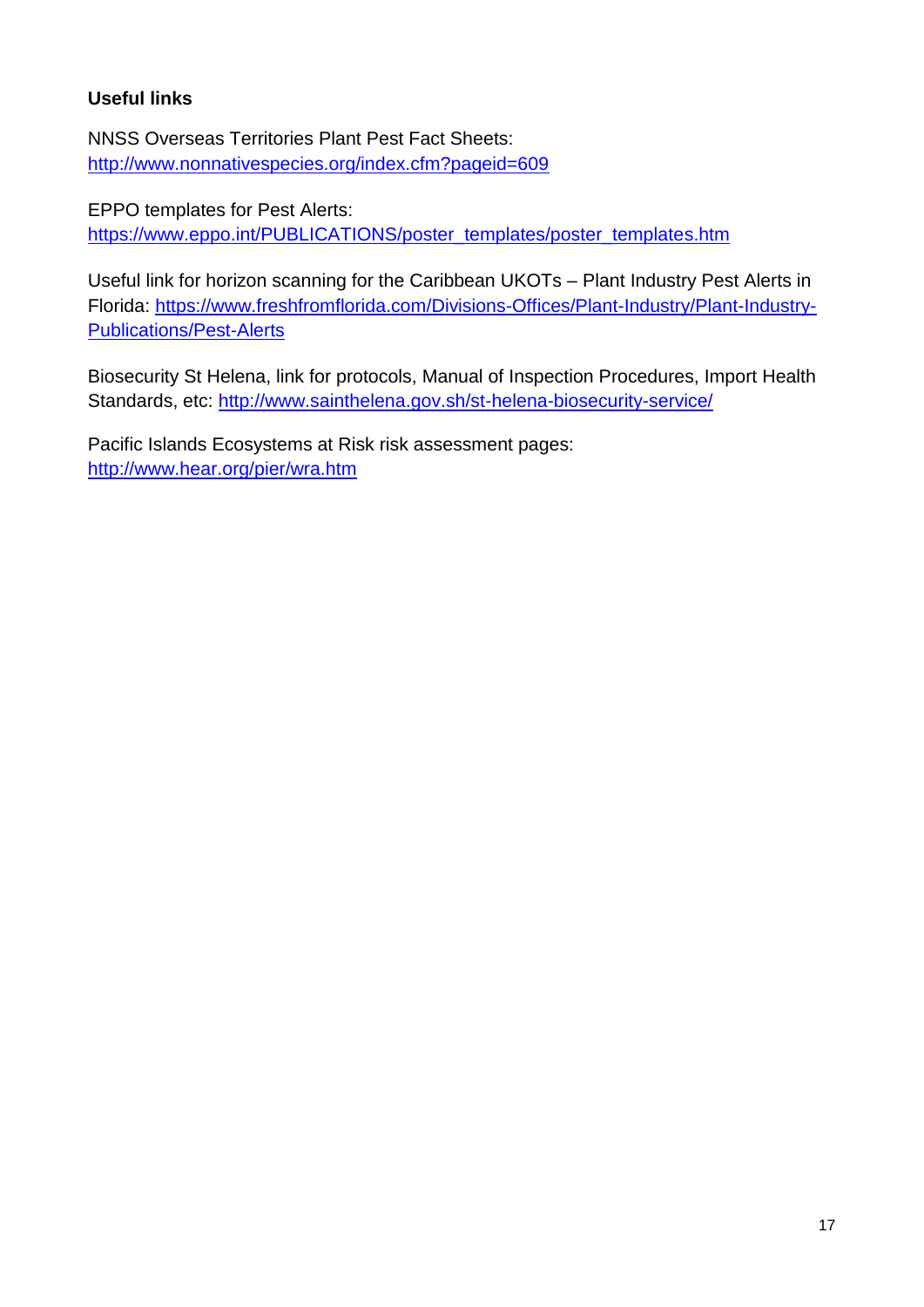**Useful links**

NNSS Overseas Territories Plant Pest Fact Sheets:
[http://www.nonnativespecies.org/index.cfm?pageid=609](http://www.nonnativespecies.org/index.cfm?pageid=609)

EPPO templates for Pest Alerts:
[https://www.eppo.int/PUBLICATIONS/poster_templates/poster_templates.htm](https://www.eppo.int/PUBLICATIONS/poster_templates/poster_templates.htm)

Useful link for horizon scanning for the Caribbean UKOTs – Plant Industry Pest Alerts in Florida: [https://www.freshfromflorida.com/Divisions-Offices/Plant-Industry/Plant-Industry-Publications/Pest-Alerts](https://www.freshfromflorida.com/Divisions-Offices/Plant-Industry/Plant-Industry-Publications/Pest-Alerts)

Biosecurity St Helena, link for protocols, Manual of Inspection Procedures, Import Health Standards, etc: [http://www.sainthelena.gov.sh/st-helena-biosecurity-service/](http://www.sainthelena.gov.sh/st-helena-biosecurity-service/)

Pacific Islands Ecosystems at Risk risk assessment pages:
[http://www.hear.org/pier/wra.htm](http://www.hear.org/pier/wra.htm)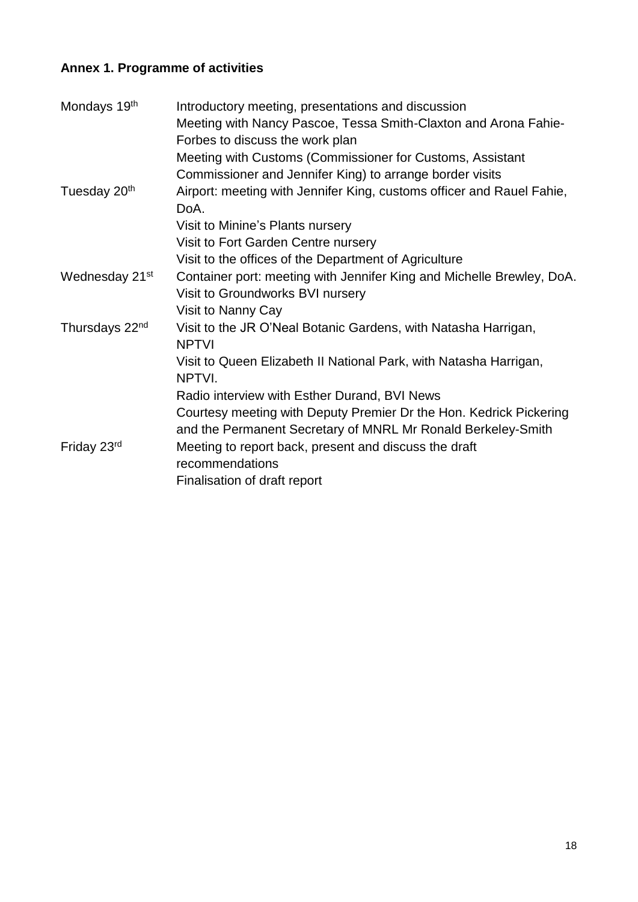**Annex 1. Programme of activities**

| | |
|---|---|
| Mondays 19th | Introductory meeting, presentations and discussion<br>Meeting with Nancy Pascoe, Tessa Smith-Claxton and Arona Fahie-Forbes to discuss the work plan<br>Meeting with Customs (Commissioner for Customs, Assistant Commissioner and Jennifer King) to arrange border visits |
| Tuesday 20th | Airport: meeting with Jennifer King, customs officer and Rauel Fahie, DoA.<br>Visit to Minine's Plants nursery<br>Visit to Fort Garden Centre nursery<br>Visit to the offices of the Department of Agriculture |
| Wednesday 21st | Container port: meeting with Jennifer King and Michelle Brewley, DoA.<br>Visit to Groundworks BVI nursery<br>Visit to Nanny Cay |
| Thursdays 22nd | Visit to the JR O'Neal Botanic Gardens, with Natasha Harrigan, NPTVI<br>Visit to Queen Elizabeth II National Park, with Natasha Harrigan, NPTVI.<br>Radio interview with Esther Durand, BVI News<br>Courtesy meeting with Deputy Premier Dr the Hon. Kedrick Pickering and the Permanent Secretary of MNRL Mr Ronald Berkeley-Smith |
| Friday 23rd | Meeting to report back, present and discuss the draft recommendations<br>Finalisation of draft report |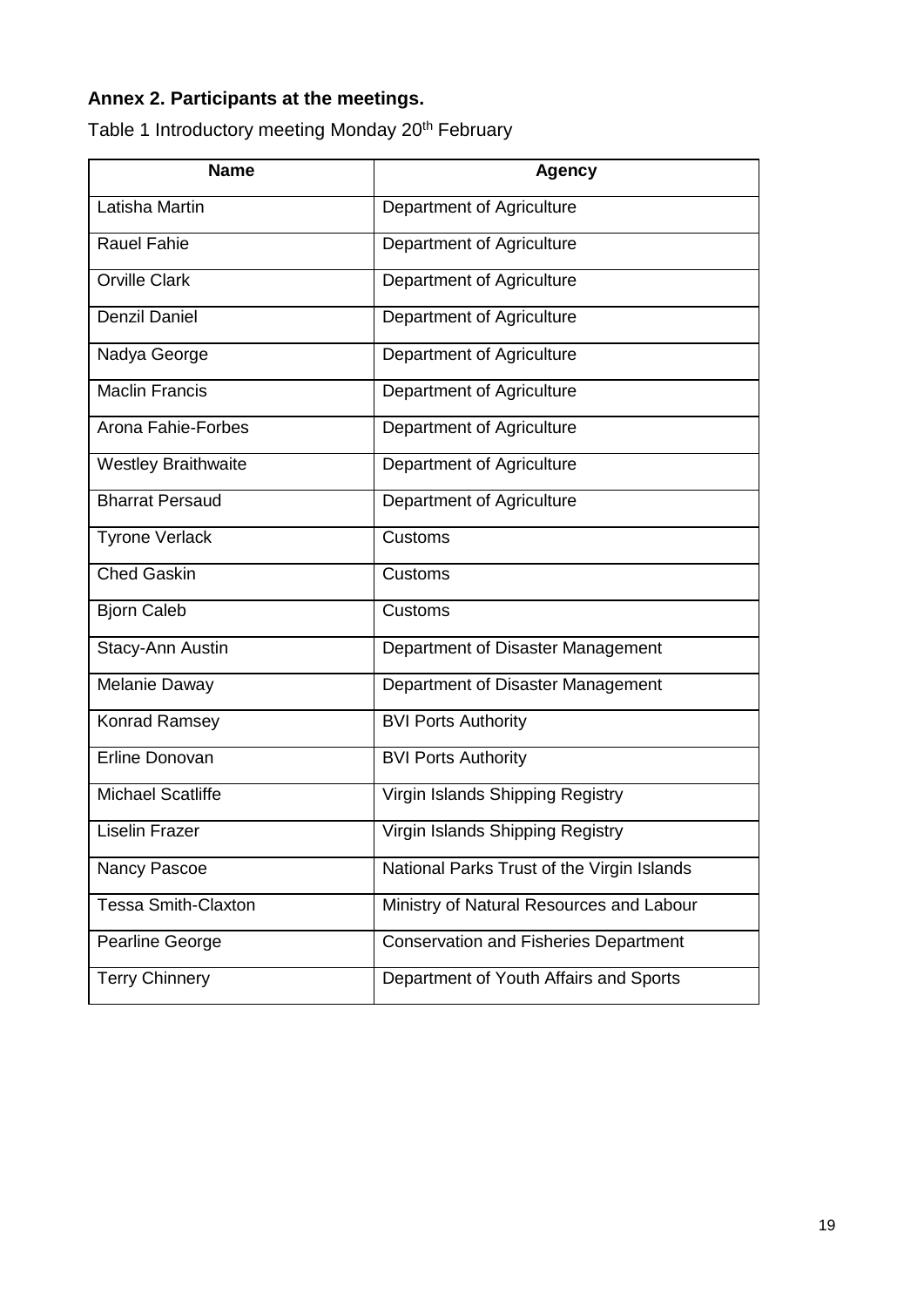**Annex 2. Participants at the meetings.**

Table 1 Introductory meeting Monday 20th February

| Name | Agency |
|---|---|
| Latisha Martin | Department of Agriculture |
| Rauel Fahie | Department of Agriculture |
| Orville Clark | Department of Agriculture |
| Denzil Daniel | Department of Agriculture |
| Nadya George | Department of Agriculture |
| Maclin Francis | Department of Agriculture |
| Arona Fahie-Forbes | Department of Agriculture |
| Westley Braithwaite | Department of Agriculture |
| Bharrat Persaud | Department of Agriculture |
| Tyrone Verlack | Customs |
| Ched Gaskin | Customs |
| Bjorn Caleb | Customs |
| Stacy-Ann Austin | Department of Disaster Management |
| Melanie Daway | Department of Disaster Management |
| Konrad Ramsey | BVI Ports Authority |
| Erline Donovan | BVI Ports Authority |
| Michael Scatliffe | Virgin Islands Shipping Registry |
| Liselin Frazer | Virgin Islands Shipping Registry |
| Nancy Pascoe | National Parks Trust of the Virgin Islands |
| Tessa Smith-Claxton | Ministry of Natural Resources and Labour |
| Pearline George | Conservation and Fisheries Department |
| Terry Chinnery | Department of Youth Affairs and Sports |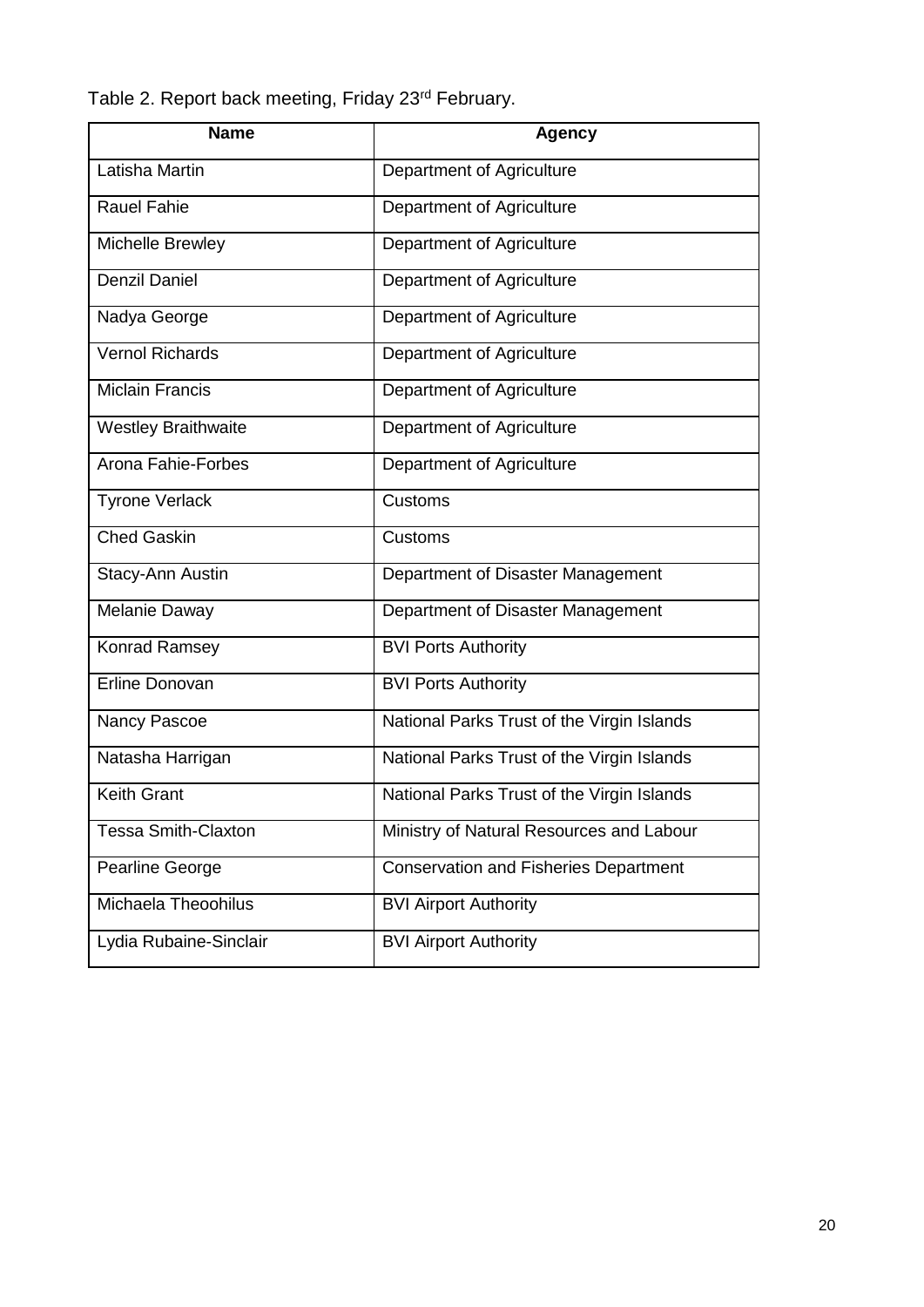Table 2. Report back meeting, Friday 23rd February.

| Name | Agency |
| --- | --- |
| Latisha Martin | Department of Agriculture |
| Rauel Fahie | Department of Agriculture |
| Michelle Brewley | Department of Agriculture |
| Denzil Daniel | Department of Agriculture |
| Nadya George | Department of Agriculture |
| Vernol Richards | Department of Agriculture |
| Miclain Francis | Department of Agriculture |
| Westley Braithwaite | Department of Agriculture |
| Arona Fahie-Forbes | Department of Agriculture |
| Tyrone Verlack | Customs |
| Ched Gaskin | Customs |
| Stacy-Ann Austin | Department of Disaster Management |
| Melanie Daway | Department of Disaster Management |
| Konrad Ramsey | BVI Ports Authority |
| Erline Donovan | BVI Ports Authority |
| Nancy Pascoe | National Parks Trust of the Virgin Islands |
| Natasha Harrigan | National Parks Trust of the Virgin Islands |
| Keith Grant | National Parks Trust of the Virgin Islands |
| Tessa Smith-Claxton | Ministry of Natural Resources and Labour |
| Pearline George | Conservation and Fisheries Department |
| Michaela Theoohilus | BVI Airport Authority |
| Lydia Rubaine-Sinclair | BVI Airport Authority |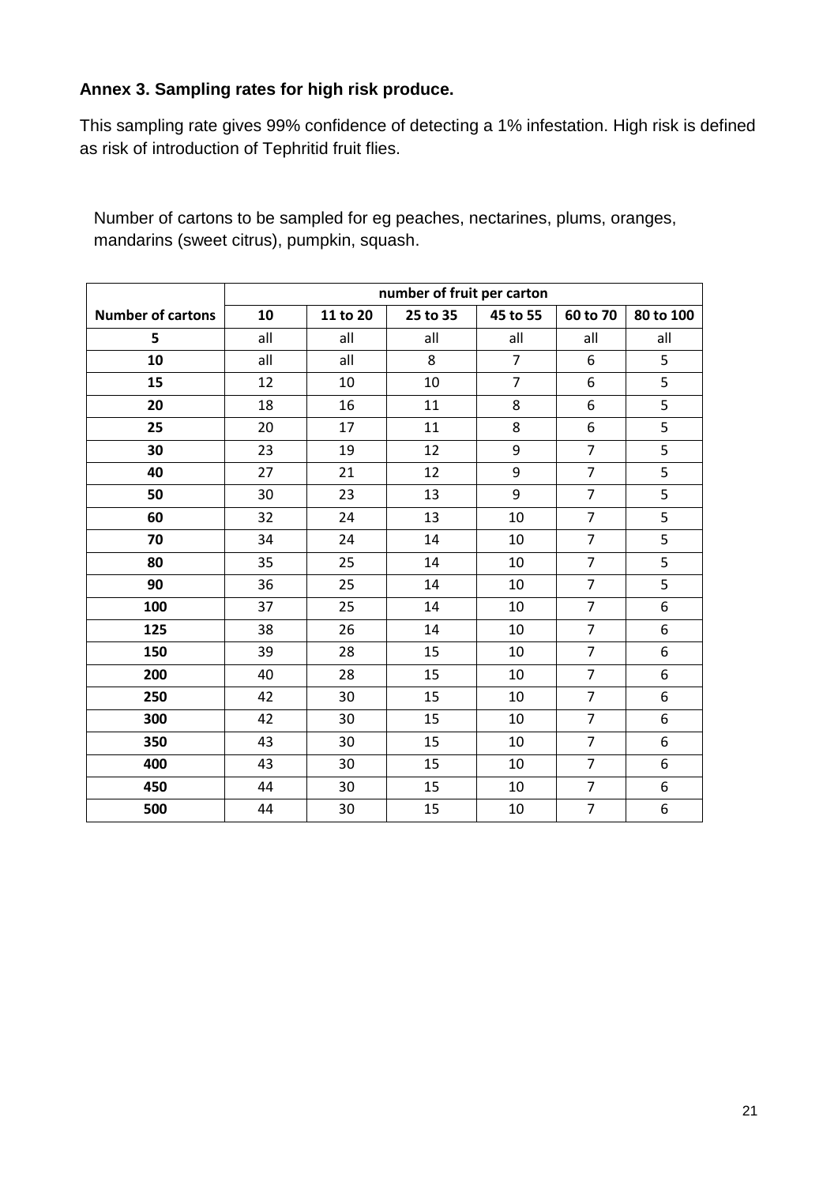### Annex 3. Sampling rates for high risk produce.

This sampling rate gives 99% confidence of detecting a 1% infestation. High risk is defined as risk of introduction of Tephritid fruit flies.

Number of cartons to be sampled for eg peaches, nectarines, plums, oranges, mandarins (sweet citrus), pumpkin, squash.

| | **number of fruit per carton** | | | | | |
|---|---|---|---|---|---|---|
| **Number of cartons** | **10** | **11 to 20** | **25 to 35** | **45 to 55** | **60 to 70** | **80 to 100** |
| **5** | all | all | all | all | all | all |
| **10** | all | all | 8 | 7 | 6 | 5 |
| **15** | 12 | 10 | 10 | 7 | 6 | 5 |
| **20** | 18 | 16 | 11 | 8 | 6 | 5 |
| **25** | 20 | 17 | 11 | 8 | 6 | 5 |
| **30** | 23 | 19 | 12 | 9 | 7 | 5 |
| **40** | 27 | 21 | 12 | 9 | 7 | 5 |
| **50** | 30 | 23 | 13 | 9 | 7 | 5 |
| **60** | 32 | 24 | 13 | 10 | 7 | 5 |
| **70** | 34 | 24 | 14 | 10 | 7 | 5 |
| **80** | 35 | 25 | 14 | 10 | 7 | 5 |
| **90** | 36 | 25 | 14 | 10 | 7 | 5 |
| **100** | 37 | 25 | 14 | 10 | 7 | 6 |
| **125** | 38 | 26 | 14 | 10 | 7 | 6 |
| **150** | 39 | 28 | 15 | 10 | 7 | 6 |
| **200** | 40 | 28 | 15 | 10 | 7 | 6 |
| **250** | 42 | 30 | 15 | 10 | 7 | 6 |
| **300** | 42 | 30 | 15 | 10 | 7 | 6 |
| **350** | 43 | 30 | 15 | 10 | 7 | 6 |
| **400** | 43 | 30 | 15 | 10 | 7 | 6 |
| **450** | 44 | 30 | 15 | 10 | 7 | 6 |
| **500** | 44 | 30 | 15 | 10 | 7 | 6 |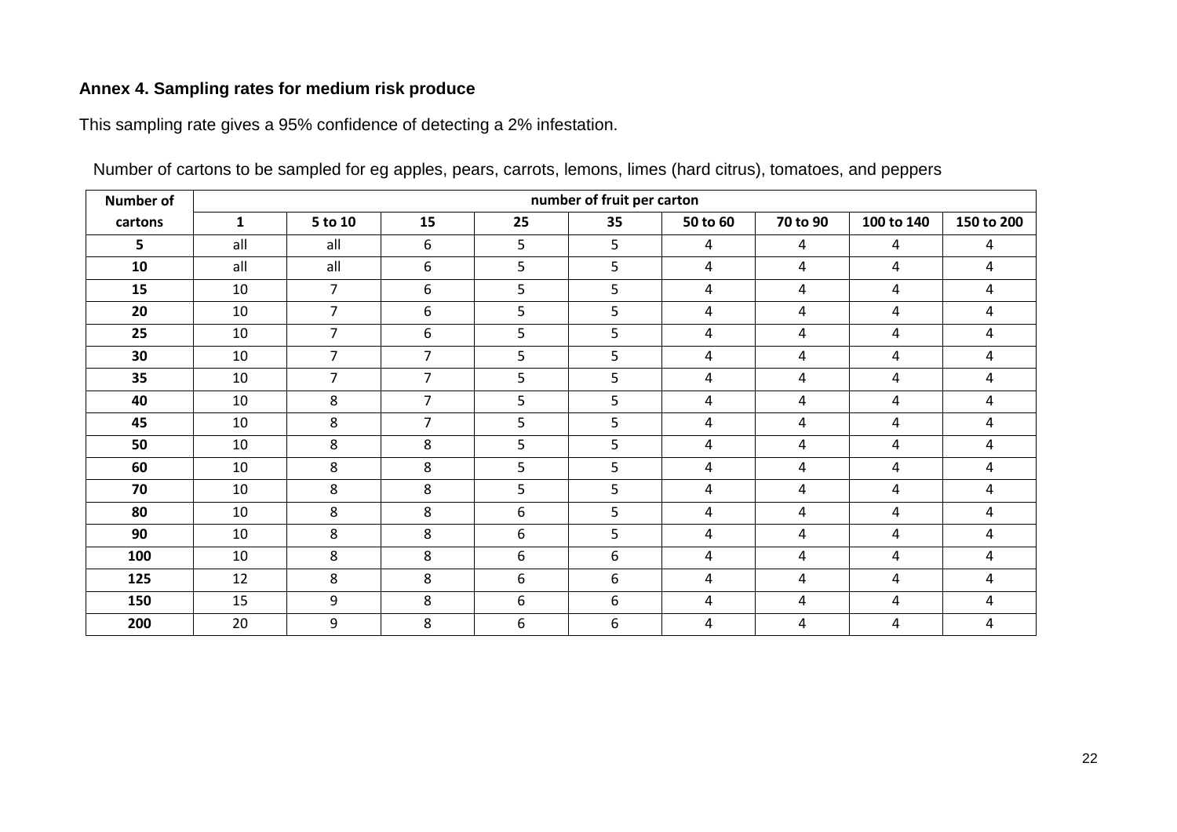**Annex 4. Sampling rates for medium risk produce**

This sampling rate gives a 95% confidence of detecting a 2% infestation.

Number of cartons to be sampled for eg apples, pears, carrots, lemons, limes (hard citrus), tomatoes, and peppers

| Number of cartons | number of fruit per carton | | | | | | | | |
|---|---|---|---|---|---|---|---|---|---|
| | 1 | 5 to 10 | 15 | 25 | 35 | 50 to 60 | 70 to 90 | 100 to 140 | 150 to 200 |
| 5 | all | all | 6 | 5 | 5 | 4 | 4 | 4 | 4 |
| 10 | all | all | 6 | 5 | 5 | 4 | 4 | 4 | 4 |
| 15 | 10 | 7 | 6 | 5 | 5 | 4 | 4 | 4 | 4 |
| 20 | 10 | 7 | 6 | 5 | 5 | 4 | 4 | 4 | 4 |
| 25 | 10 | 7 | 6 | 5 | 5 | 4 | 4 | 4 | 4 |
| 30 | 10 | 7 | 7 | 5 | 5 | 4 | 4 | 4 | 4 |
| 35 | 10 | 7 | 7 | 5 | 5 | 4 | 4 | 4 | 4 |
| 40 | 10 | 8 | 7 | 5 | 5 | 4 | 4 | 4 | 4 |
| 45 | 10 | 8 | 7 | 5 | 5 | 4 | 4 | 4 | 4 |
| 50 | 10 | 8 | 8 | 5 | 5 | 4 | 4 | 4 | 4 |
| 60 | 10 | 8 | 8 | 5 | 5 | 4 | 4 | 4 | 4 |
| 70 | 10 | 8 | 8 | 5 | 5 | 4 | 4 | 4 | 4 |
| 80 | 10 | 8 | 8 | 6 | 5 | 4 | 4 | 4 | 4 |
| 90 | 10 | 8 | 8 | 6 | 5 | 4 | 4 | 4 | 4 |
| 100 | 10 | 8 | 8 | 6 | 6 | 4 | 4 | 4 | 4 |
| 125 | 12 | 8 | 8 | 6 | 6 | 4 | 4 | 4 | 4 |
| 150 | 15 | 9 | 8 | 6 | 6 | 4 | 4 | 4 | 4 |
| 200 | 20 | 9 | 8 | 6 | 6 | 4 | 4 | 4 | 4 |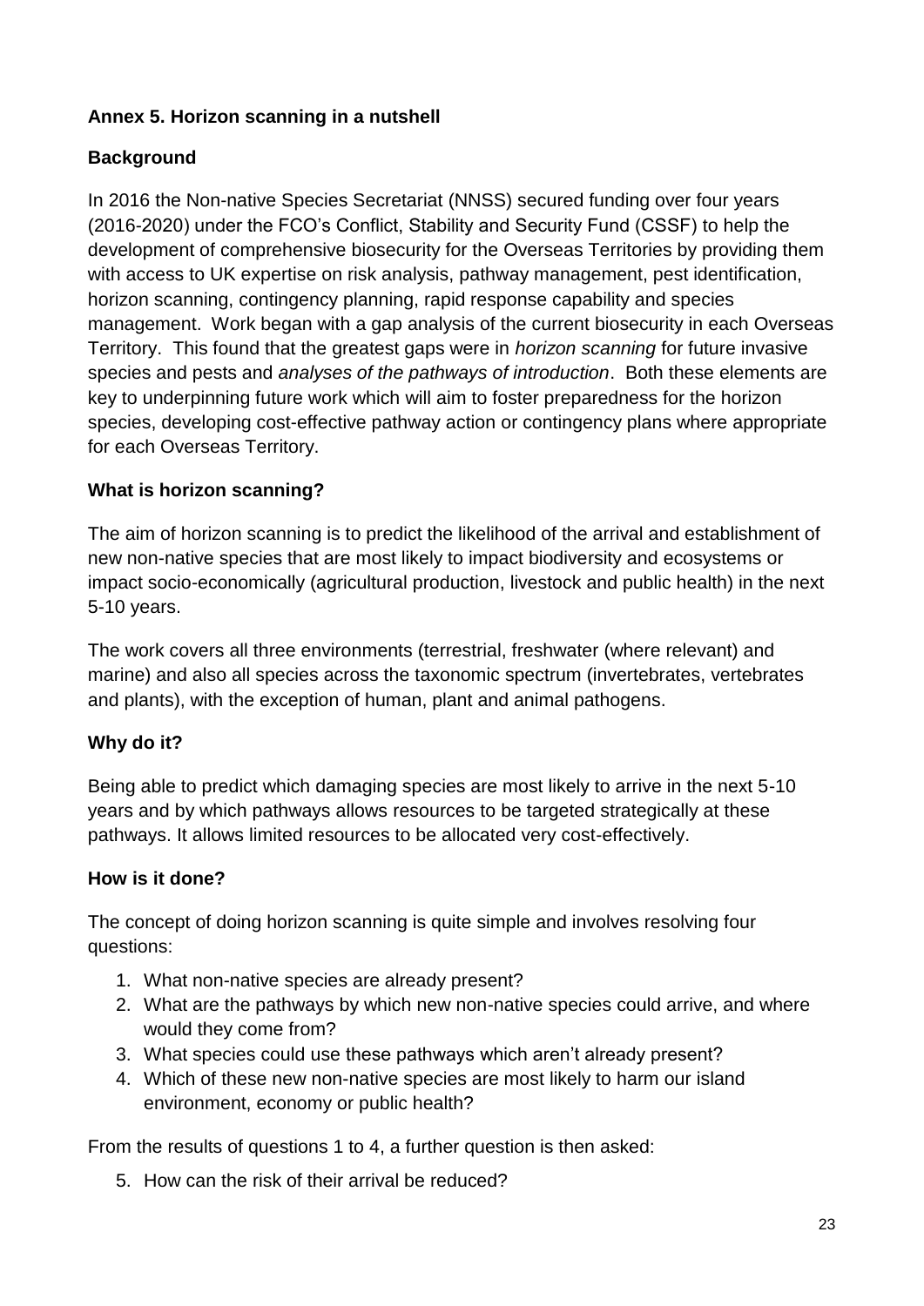## Annex 5. Horizon scanning in a nutshell

### Background

In 2016 the Non-native Species Secretariat (NNSS) secured funding over four years (2016-2020) under the FCO's Conflict, Stability and Security Fund (CSSF) to help the development of comprehensive biosecurity for the Overseas Territories by providing them with access to UK expertise on risk analysis, pathway management, pest identification, horizon scanning, contingency planning, rapid response capability and species management. Work began with a gap analysis of the current biosecurity in each Overseas Territory. This found that the greatest gaps were in *horizon scanning* for future invasive species and pests and *analyses of the pathways of introduction*. Both these elements are key to underpinning future work which will aim to foster preparedness for the horizon species, developing cost-effective pathway action or contingency plans where appropriate for each Overseas Territory.

### What is horizon scanning?

The aim of horizon scanning is to predict the likelihood of the arrival and establishment of new non-native species that are most likely to impact biodiversity and ecosystems or impact socio-economically (agricultural production, livestock and public health) in the next 5-10 years.

The work covers all three environments (terrestrial, freshwater (where relevant) and marine) and also all species across the taxonomic spectrum (invertebrates, vertebrates and plants), with the exception of human, plant and animal pathogens.

### Why do it?

Being able to predict which damaging species are most likely to arrive in the next 5-10 years and by which pathways allows resources to be targeted strategically at these pathways. It allows limited resources to be allocated very cost-effectively.

### How is it done?

The concept of doing horizon scanning is quite simple and involves resolving four questions:

1. What non-native species are already present?
2. What are the pathways by which new non-native species could arrive, and where would they come from?
3. What species could use these pathways which aren't already present?
4. Which of these new non-native species are most likely to harm our island environment, economy or public health?

From the results of questions 1 to 4, a further question is then asked:

5. How can the risk of their arrival be reduced?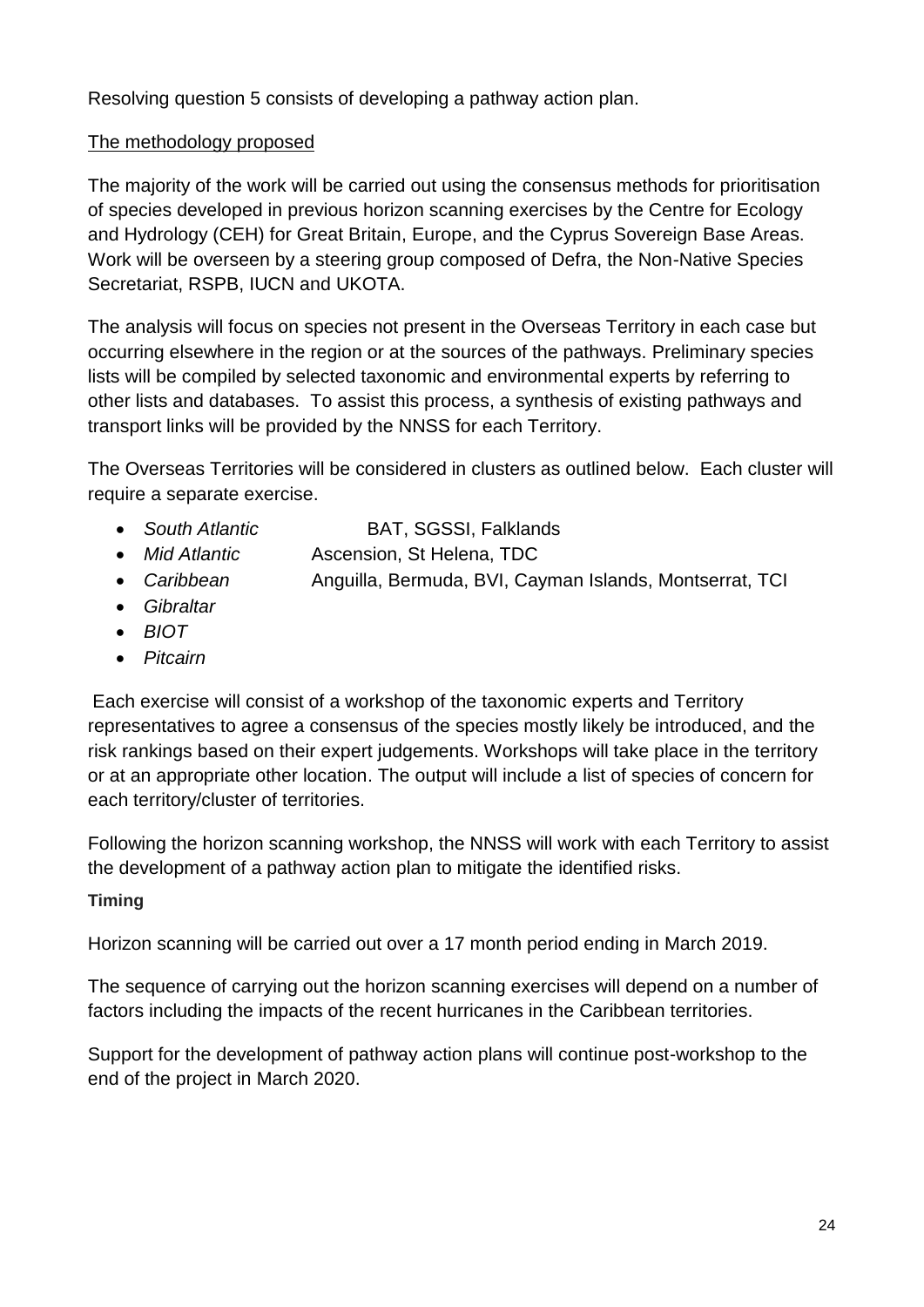Resolving question 5 consists of developing a pathway action plan.

The methodology proposed

The majority of the work will be carried out using the consensus methods for prioritisation of species developed in previous horizon scanning exercises by the Centre for Ecology and Hydrology (CEH) for Great Britain, Europe, and the Cyprus Sovereign Base Areas. Work will be overseen by a steering group composed of Defra, the Non-Native Species Secretariat, RSPB, IUCN and UKOTA.

The analysis will focus on species not present in the Overseas Territory in each case but occurring elsewhere in the region or at the sources of the pathways. Preliminary species lists will be compiled by selected taxonomic and environmental experts by referring to other lists and databases. To assist this process, a synthesis of existing pathways and transport links will be provided by the NNSS for each Territory.

The Overseas Territories will be considered in clusters as outlined below. Each cluster will require a separate exercise.

- *South Atlantic* BAT, SGSSI, Falklands
- *Mid Atlantic* Ascension, St Helena, TDC
- *Caribbean* Anguilla, Bermuda, BVI, Cayman Islands, Montserrat, TCI
- *Gibraltar*
- *BIOT*
- *Pitcairn*

Each exercise will consist of a workshop of the taxonomic experts and Territory representatives to agree a consensus of the species mostly likely be introduced, and the risk rankings based on their expert judgements. Workshops will take place in the territory or at an appropriate other location. The output will include a list of species of concern for each territory/cluster of territories.

Following the horizon scanning workshop, the NNSS will work with each Territory to assist the development of a pathway action plan to mitigate the identified risks.

**Timing**

Horizon scanning will be carried out over a 17 month period ending in March 2019.

The sequence of carrying out the horizon scanning exercises will depend on a number of factors including the impacts of the recent hurricanes in the Caribbean territories.

Support for the development of pathway action plans will continue post-workshop to the end of the project in March 2020.